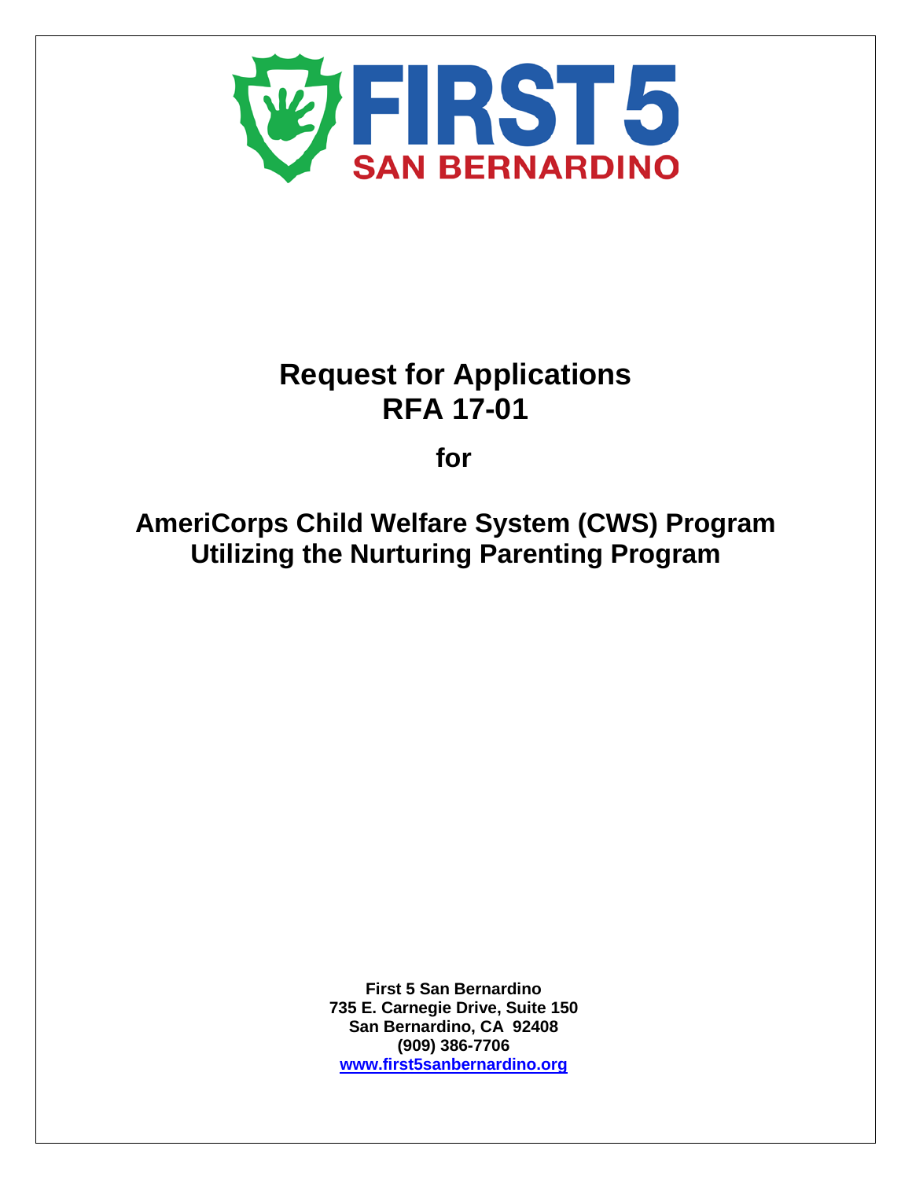FIRST 5 SAN BERNARDINO

# Request for Applications
# RFA 17-01

## for

# AmeriCorps Child Welfare System (CWS) Program Utilizing the Nurturing Parenting Program

**First 5 San Bernardino**
**735 E. Carnegie Drive, Suite 150**
**San Bernardino, CA 92408**
**(909) 386-7706**
**[www.first5sanbernardino.org](http://www.first5sanbernardino.org)**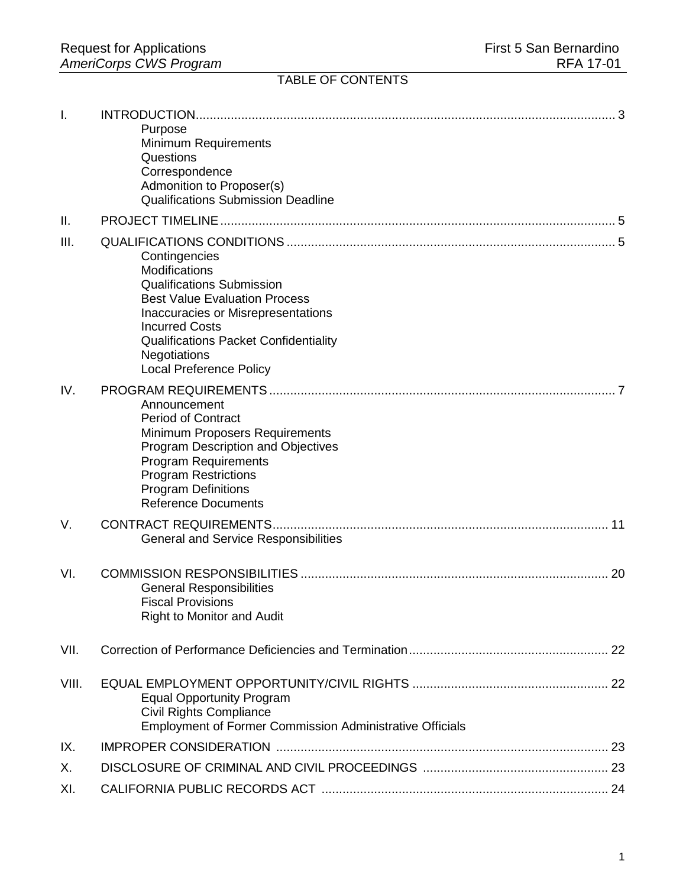## TABLE OF CONTENTS

I. INTRODUCTION .......... 3
- Purpose
- Minimum Requirements
- Questions
- Correspondence
- Admonition to Proposer(s)
- Qualifications Submission Deadline

II. PROJECT TIMELINE .......... 5

III. QUALIFICATIONS CONDITIONS .......... 5
- Contingencies
- Modifications
- Qualifications Submission
- Best Value Evaluation Process
- Inaccuracies or Misrepresentations
- Incurred Costs
- Qualifications Packet Confidentiality
- Negotiations
- Local Preference Policy

IV. PROGRAM REQUIREMENTS .......... 7
- Announcement
- Period of Contract
- Minimum Proposers Requirements
- Program Description and Objectives
- Program Requirements
- Program Restrictions
- Program Definitions
- Reference Documents

V. CONTRACT REQUIREMENTS .......... 11
- General and Service Responsibilities

VI. COMMISSION RESPONSIBILITIES .......... 20
- General Responsibilities
- Fiscal Provisions
- Right to Monitor and Audit

VII. Correction of Performance Deficiencies and Termination .......... 22

VIII. EQUAL EMPLOYMENT OPPORTUNITY/CIVIL RIGHTS .......... 22
- Equal Opportunity Program
- Civil Rights Compliance
- Employment of Former Commission Administrative Officials

IX. IMPROPER CONSIDERATION .......... 23

X. DISCLOSURE OF CRIMINAL AND CIVIL PROCEEDINGS .......... 23

XI. CALIFORNIA PUBLIC RECORDS ACT .......... 24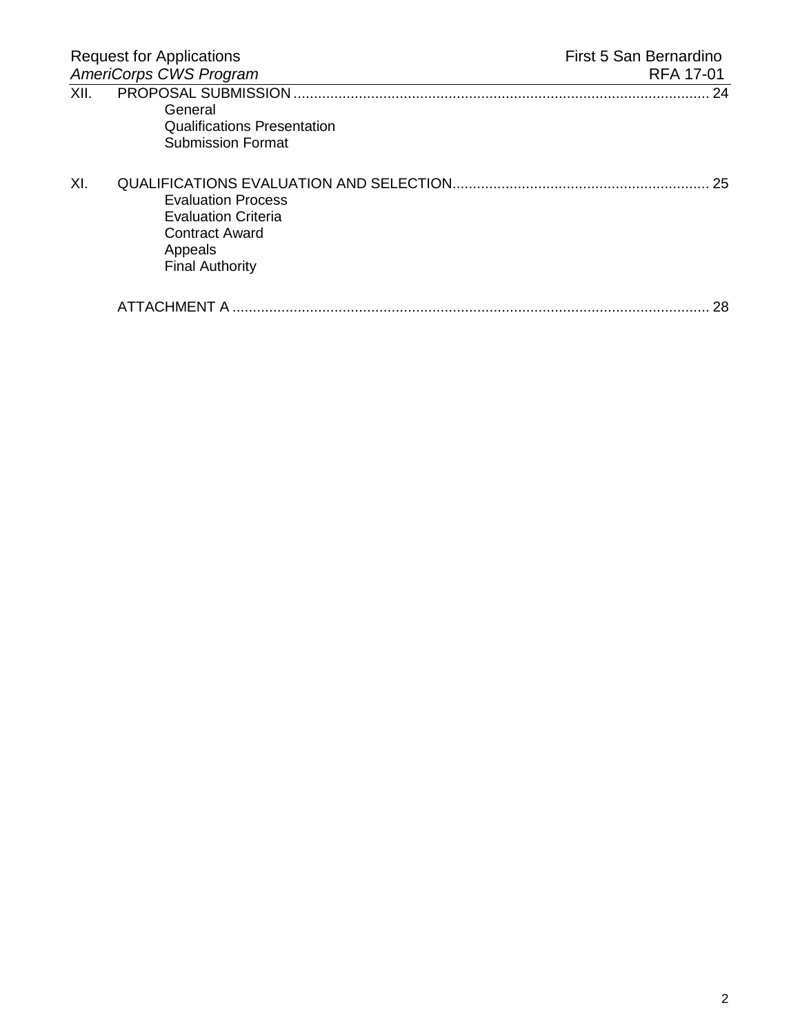XII. PROPOSAL SUBMISSION ..................................................................................................... 24

- General
- Qualifications Presentation
- Submission Format

XI. QUALIFICATIONS EVALUATION AND SELECTION.............................................................. 25

- Evaluation Process
- Evaluation Criteria
- Contract Award
- Appeals
- Final Authority

ATTACHMENT A ..................................................................................................................... 28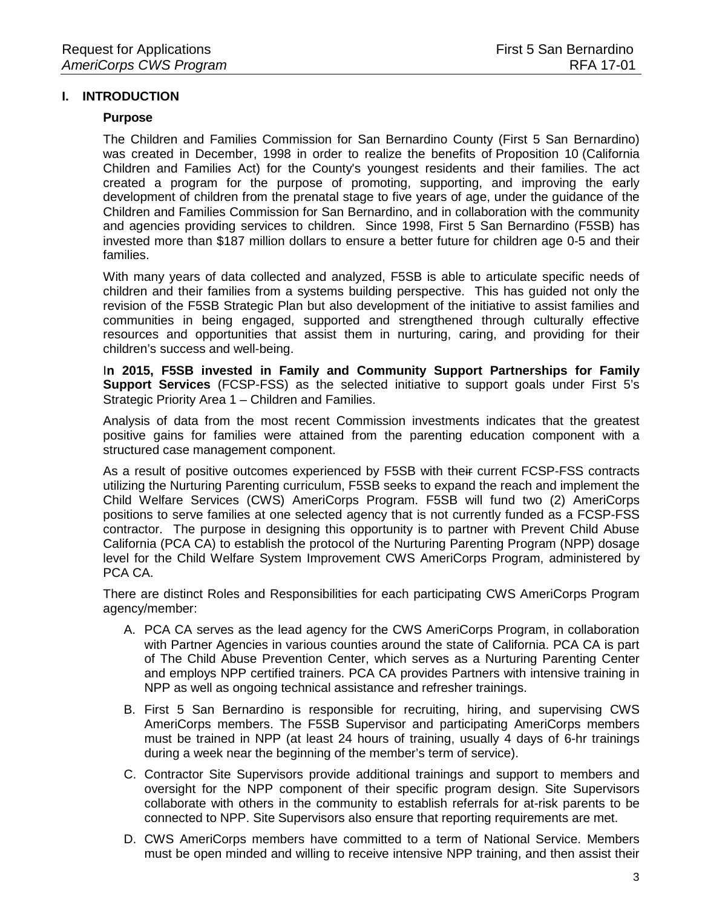## I. INTRODUCTION

### Purpose

The Children and Families Commission for San Bernardino County (First 5 San Bernardino) was created in December, 1998 in order to realize the benefits of Proposition 10 (California Children and Families Act) for the County's youngest residents and their families. The act created a program for the purpose of promoting, supporting, and improving the early development of children from the prenatal stage to five years of age, under the guidance of the Children and Families Commission for San Bernardino, and in collaboration with the community and agencies providing services to children. Since 1998, First 5 San Bernardino (F5SB) has invested more than $187 million dollars to ensure a better future for children age 0-5 and their families.

With many years of data collected and analyzed, F5SB is able to articulate specific needs of children and their families from a systems building perspective. This has guided not only the revision of the F5SB Strategic Plan but also development of the initiative to assist families and communities in being engaged, supported and strengthened through culturally effective resources and opportunities that assist them in nurturing, caring, and providing for their children's success and well-being.

**In 2015, F5SB invested in Family and Community Support Partnerships for Family Support Services** (FCSP-FSS) as the selected initiative to support goals under First 5's Strategic Priority Area 1 – Children and Families.

Analysis of data from the most recent Commission investments indicates that the greatest positive gains for families were attained from the parenting education component with a structured case management component.

As a result of positive outcomes experienced by F5SB with their current FCSP-FSS contracts utilizing the Nurturing Parenting curriculum, F5SB seeks to expand the reach and implement the Child Welfare Services (CWS) AmeriCorps Program. F5SB will fund two (2) AmeriCorps positions to serve families at one selected agency that is not currently funded as a FCSP-FSS contractor. The purpose in designing this opportunity is to partner with Prevent Child Abuse California (PCA CA) to establish the protocol of the Nurturing Parenting Program (NPP) dosage level for the Child Welfare System Improvement CWS AmeriCorps Program, administered by PCA CA.

There are distinct Roles and Responsibilities for each participating CWS AmeriCorps Program agency/member:

A. PCA CA serves as the lead agency for the CWS AmeriCorps Program, in collaboration with Partner Agencies in various counties around the state of California. PCA CA is part of The Child Abuse Prevention Center, which serves as a Nurturing Parenting Center and employs NPP certified trainers. PCA CA provides Partners with intensive training in NPP as well as ongoing technical assistance and refresher trainings.

B. First 5 San Bernardino is responsible for recruiting, hiring, and supervising CWS AmeriCorps members. The F5SB Supervisor and participating AmeriCorps members must be trained in NPP (at least 24 hours of training, usually 4 days of 6-hr trainings during a week near the beginning of the member's term of service).

C. Contractor Site Supervisors provide additional trainings and support to members and oversight for the NPP component of their specific program design. Site Supervisors collaborate with others in the community to establish referrals for at-risk parents to be connected to NPP. Site Supervisors also ensure that reporting requirements are met.

D. CWS AmeriCorps members have committed to a term of National Service. Members must be open minded and willing to receive intensive NPP training, and then assist their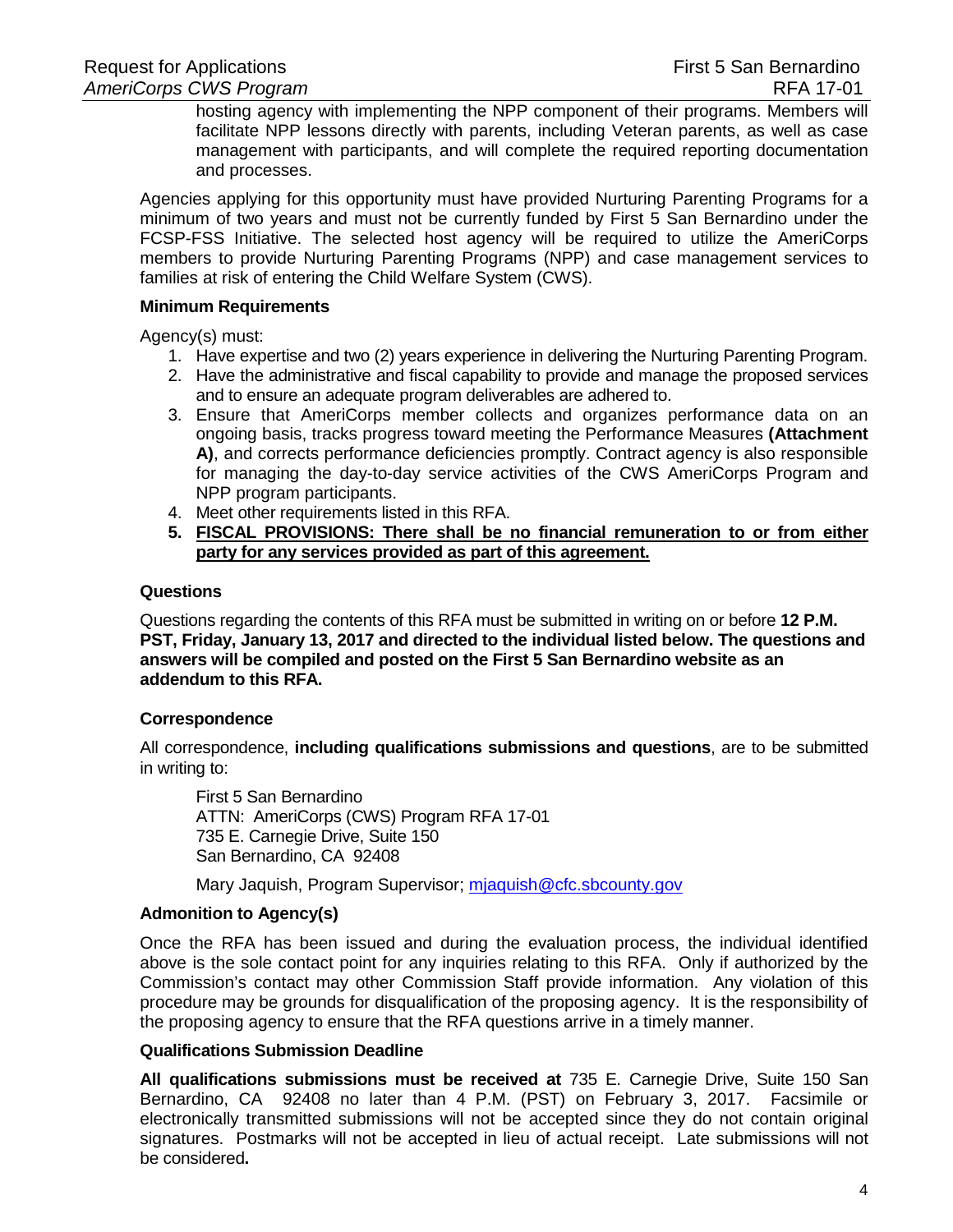hosting agency with implementing the NPP component of their programs. Members will facilitate NPP lessons directly with parents, including Veteran parents, as well as case management with participants, and will complete the required reporting documentation and processes.

Agencies applying for this opportunity must have provided Nurturing Parenting Programs for a minimum of two years and must not be currently funded by First 5 San Bernardino under the FCSP-FSS Initiative. The selected host agency will be required to utilize the AmeriCorps members to provide Nurturing Parenting Programs (NPP) and case management services to families at risk of entering the Child Welfare System (CWS).

**Minimum Requirements**

Agency(s) must:

1. Have expertise and two (2) years experience in delivering the Nurturing Parenting Program.
2. Have the administrative and fiscal capability to provide and manage the proposed services and to ensure an adequate program deliverables are adhered to.
3. Ensure that AmeriCorps member collects and organizes performance data on an ongoing basis, tracks progress toward meeting the Performance Measures **(Attachment A)**, and corrects performance deficiencies promptly. Contract agency is also responsible for managing the day-to-day service activities of the CWS AmeriCorps Program and NPP program participants.
4. Meet other requirements listed in this RFA.
5. **FISCAL PROVISIONS: There shall be no financial remuneration to or from either party for any services provided as part of this agreement.**

**Questions**

Questions regarding the contents of this RFA must be submitted in writing on or before **12 P.M. PST, Friday, January 13, 2017 and directed to the individual listed below. The questions and answers will be compiled and posted on the First 5 San Bernardino website as an addendum to this RFA.**

**Correspondence**

All correspondence, **including qualifications submissions and questions**, are to be submitted in writing to:

First 5 San Bernardino
ATTN: AmeriCorps (CWS) Program RFA 17-01
735 E. Carnegie Drive, Suite 150
San Bernardino, CA 92408

Mary Jaquish, Program Supervisor; mjaquish@cfc.sbcounty.gov

**Admonition to Agency(s)**

Once the RFA has been issued and during the evaluation process, the individual identified above is the sole contact point for any inquiries relating to this RFA. Only if authorized by the Commission's contact may other Commission Staff provide information. Any violation of this procedure may be grounds for disqualification of the proposing agency. It is the responsibility of the proposing agency to ensure that the RFA questions arrive in a timely manner.

**Qualifications Submission Deadline**

**All qualifications submissions must be received at** 735 E. Carnegie Drive, Suite 150 San Bernardino, CA 92408 no later than 4 P.M. (PST) on February 3, 2017. Facsimile or electronically transmitted submissions will not be accepted since they do not contain original signatures. Postmarks will not be accepted in lieu of actual receipt. Late submissions will not be considered.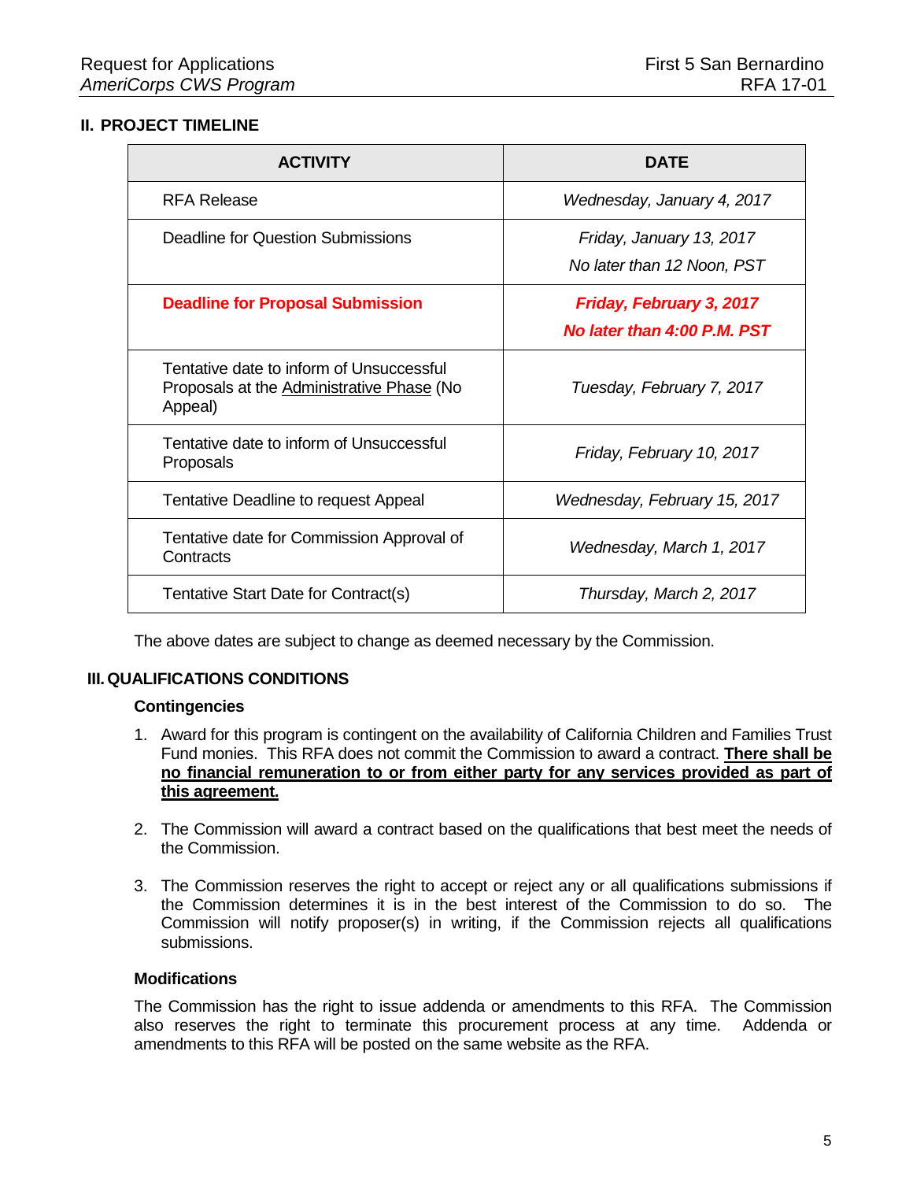## II. PROJECT TIMELINE

| ACTIVITY | DATE |
|---|---|
| RFA Release | *Wednesday, January 4, 2017* |
| Deadline for Question Submissions | *Friday, January 13, 2017*<br>*No later than 12 Noon, PST* |
| **Deadline for Proposal Submission** | ***Friday, February 3, 2017***<br>***No later than 4:00 P.M. PST*** |
| Tentative date to inform of Unsuccessful Proposals at the Administrative Phase (No Appeal) | *Tuesday, February 7, 2017* |
| Tentative date to inform of Unsuccessful Proposals | *Friday, February 10, 2017* |
| Tentative Deadline to request Appeal | *Wednesday, February 15, 2017* |
| Tentative date for Commission Approval of Contracts | *Wednesday, March 1, 2017* |
| Tentative Start Date for Contract(s) | *Thursday, March 2, 2017* |

The above dates are subject to change as deemed necessary by the Commission.

## III. QUALIFICATIONS CONDITIONS

### Contingencies

1. Award for this program is contingent on the availability of California Children and Families Trust Fund monies. This RFA does not commit the Commission to award a contract. **There shall be no financial remuneration to or from either party for any services provided as part of this agreement.**

2. The Commission will award a contract based on the qualifications that best meet the needs of the Commission.

3. The Commission reserves the right to accept or reject any or all qualifications submissions if the Commission determines it is in the best interest of the Commission to do so. The Commission will notify proposer(s) in writing, if the Commission rejects all qualifications submissions.

### Modifications

The Commission has the right to issue addenda or amendments to this RFA. The Commission also reserves the right to terminate this procurement process at any time. Addenda or amendments to this RFA will be posted on the same website as the RFA.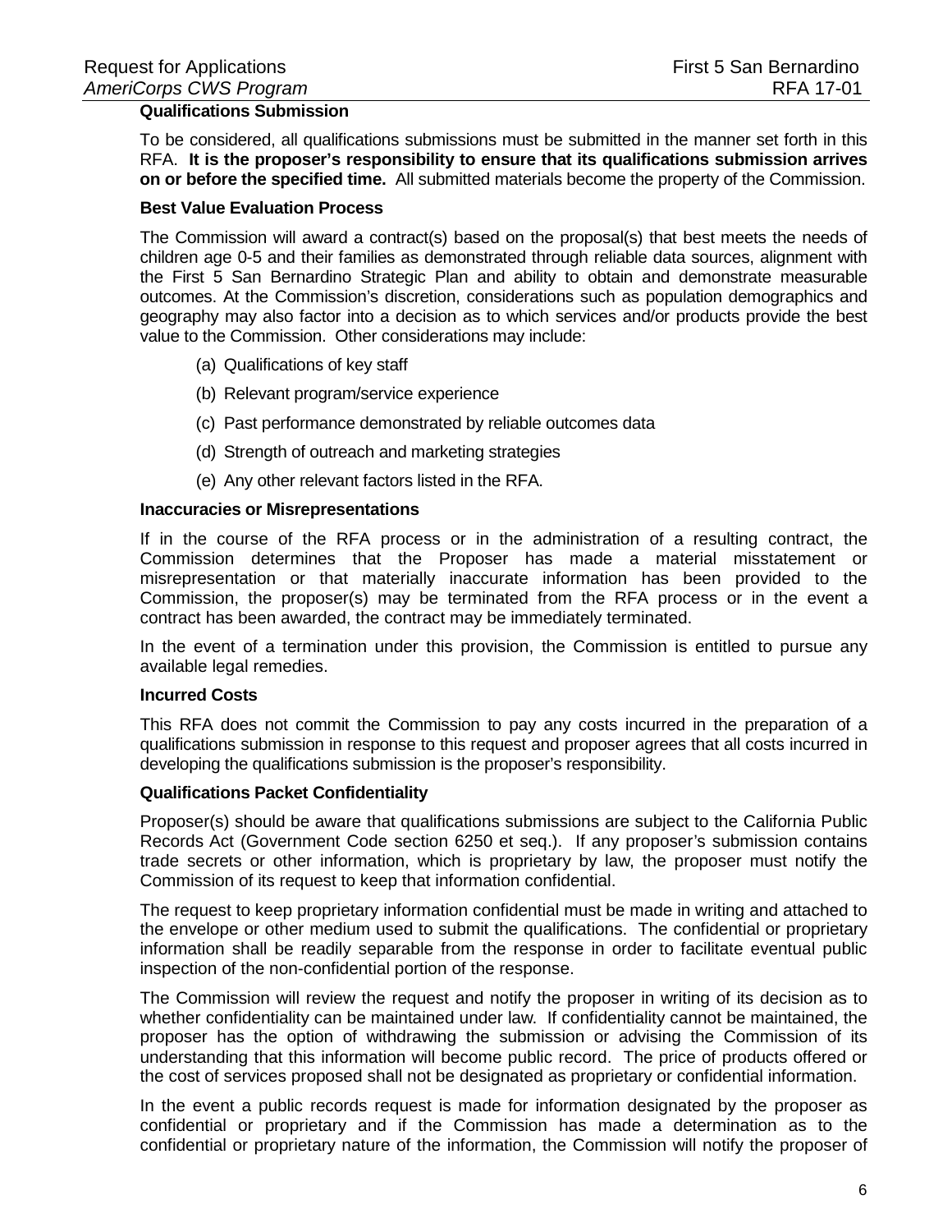**Qualifications Submission**

To be considered, all qualifications submissions must be submitted in the manner set forth in this RFA. **It is the proposer's responsibility to ensure that its qualifications submission arrives on or before the specified time.** All submitted materials become the property of the Commission.

**Best Value Evaluation Process**

The Commission will award a contract(s) based on the proposal(s) that best meets the needs of children age 0-5 and their families as demonstrated through reliable data sources, alignment with the First 5 San Bernardino Strategic Plan and ability to obtain and demonstrate measurable outcomes. At the Commission's discretion, considerations such as population demographics and geography may also factor into a decision as to which services and/or products provide the best value to the Commission. Other considerations may include:

(a) Qualifications of key staff

(b) Relevant program/service experience

(c) Past performance demonstrated by reliable outcomes data

(d) Strength of outreach and marketing strategies

(e) Any other relevant factors listed in the RFA.

**Inaccuracies or Misrepresentations**

If in the course of the RFA process or in the administration of a resulting contract, the Commission determines that the Proposer has made a material misstatement or misrepresentation or that materially inaccurate information has been provided to the Commission, the proposer(s) may be terminated from the RFA process or in the event a contract has been awarded, the contract may be immediately terminated.

In the event of a termination under this provision, the Commission is entitled to pursue any available legal remedies.

**Incurred Costs**

This RFA does not commit the Commission to pay any costs incurred in the preparation of a qualifications submission in response to this request and proposer agrees that all costs incurred in developing the qualifications submission is the proposer's responsibility.

**Qualifications Packet Confidentiality**

Proposer(s) should be aware that qualifications submissions are subject to the California Public Records Act (Government Code section 6250 et seq.). If any proposer's submission contains trade secrets or other information, which is proprietary by law, the proposer must notify the Commission of its request to keep that information confidential.

The request to keep proprietary information confidential must be made in writing and attached to the envelope or other medium used to submit the qualifications. The confidential or proprietary information shall be readily separable from the response in order to facilitate eventual public inspection of the non-confidential portion of the response.

The Commission will review the request and notify the proposer in writing of its decision as to whether confidentiality can be maintained under law. If confidentiality cannot be maintained, the proposer has the option of withdrawing the submission or advising the Commission of its understanding that this information will become public record. The price of products offered or the cost of services proposed shall not be designated as proprietary or confidential information.

In the event a public records request is made for information designated by the proposer as confidential or proprietary and if the Commission has made a determination as to the confidential or proprietary nature of the information, the Commission will notify the proposer of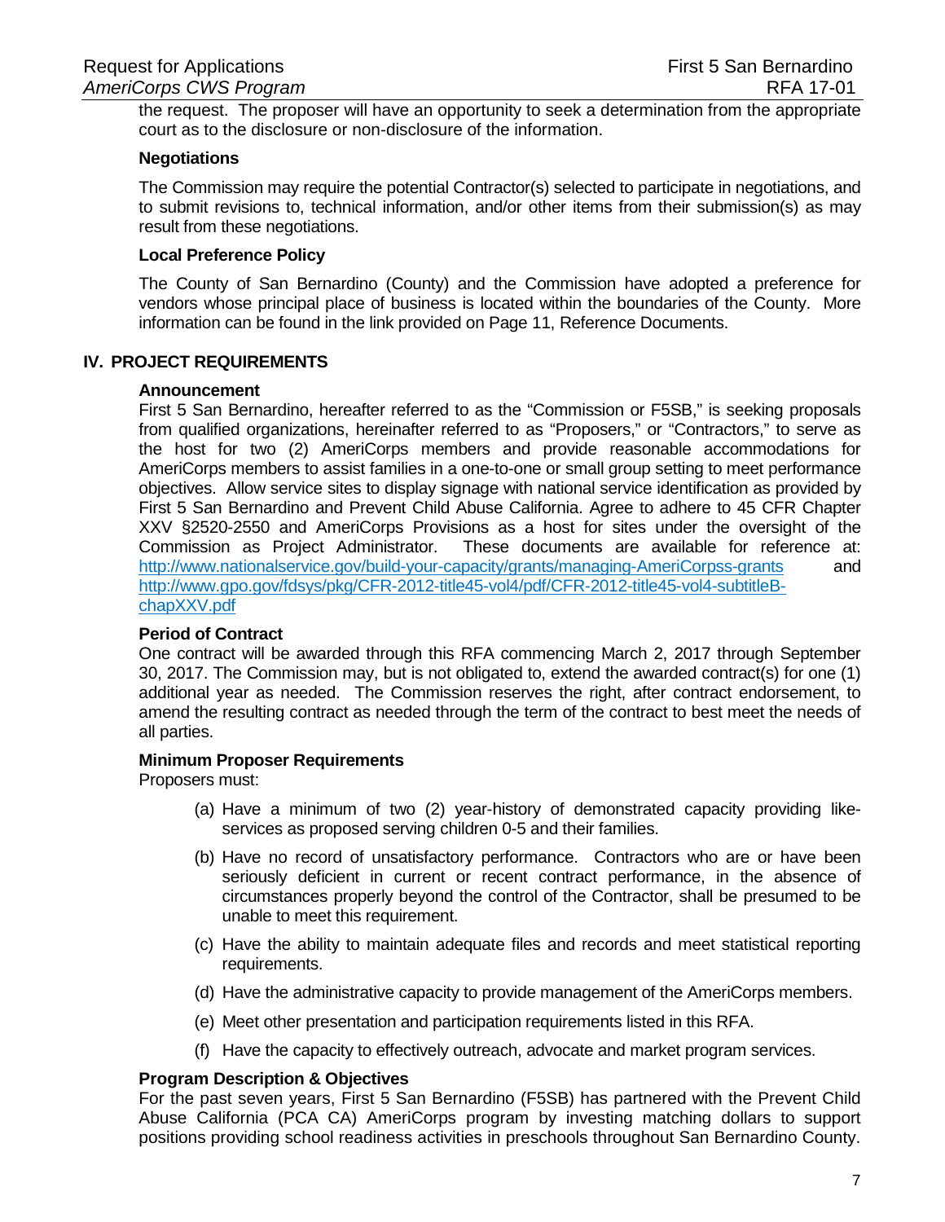the request. The proposer will have an opportunity to seek a determination from the appropriate court as to the disclosure or non-disclosure of the information.

**Negotiations**

The Commission may require the potential Contractor(s) selected to participate in negotiations, and to submit revisions to, technical information, and/or other items from their submission(s) as may result from these negotiations.

**Local Preference Policy**

The County of San Bernardino (County) and the Commission have adopted a preference for vendors whose principal place of business is located within the boundaries of the County. More information can be found in the link provided on Page 11, Reference Documents.

## IV. PROJECT REQUIREMENTS

**Announcement**

First 5 San Bernardino, hereafter referred to as the "Commission or F5SB," is seeking proposals from qualified organizations, hereinafter referred to as "Proposers," or "Contractors," to serve as the host for two (2) AmeriCorps members and provide reasonable accommodations for AmeriCorps members to assist families in a one-to-one or small group setting to meet performance objectives. Allow service sites to display signage with national service identification as provided by First 5 San Bernardino and Prevent Child Abuse California. Agree to adhere to 45 CFR Chapter XXV §2520-2550 and AmeriCorps Provisions as a host for sites under the oversight of the Commission as Project Administrator. These documents are available for reference at: http://www.nationalservice.gov/build-your-capacity/grants/managing-AmeriCorpss-grants and http://www.gpo.gov/fdsys/pkg/CFR-2012-title45-vol4/pdf/CFR-2012-title45-vol4-subtitleB-chapXXV.pdf

**Period of Contract**

One contract will be awarded through this RFA commencing March 2, 2017 through September 30, 2017. The Commission may, but is not obligated to, extend the awarded contract(s) for one (1) additional year as needed. The Commission reserves the right, after contract endorsement, to amend the resulting contract as needed through the term of the contract to best meet the needs of all parties.

**Minimum Proposer Requirements**

Proposers must:

(a) Have a minimum of two (2) year-history of demonstrated capacity providing like-services as proposed serving children 0-5 and their families.

(b) Have no record of unsatisfactory performance. Contractors who are or have been seriously deficient in current or recent contract performance, in the absence of circumstances properly beyond the control of the Contractor, shall be presumed to be unable to meet this requirement.

(c) Have the ability to maintain adequate files and records and meet statistical reporting requirements.

(d) Have the administrative capacity to provide management of the AmeriCorps members.

(e) Meet other presentation and participation requirements listed in this RFA.

(f) Have the capacity to effectively outreach, advocate and market program services.

**Program Description & Objectives**

For the past seven years, First 5 San Bernardino (F5SB) has partnered with the Prevent Child Abuse California (PCA CA) AmeriCorps program by investing matching dollars to support positions providing school readiness activities in preschools throughout San Bernardino County.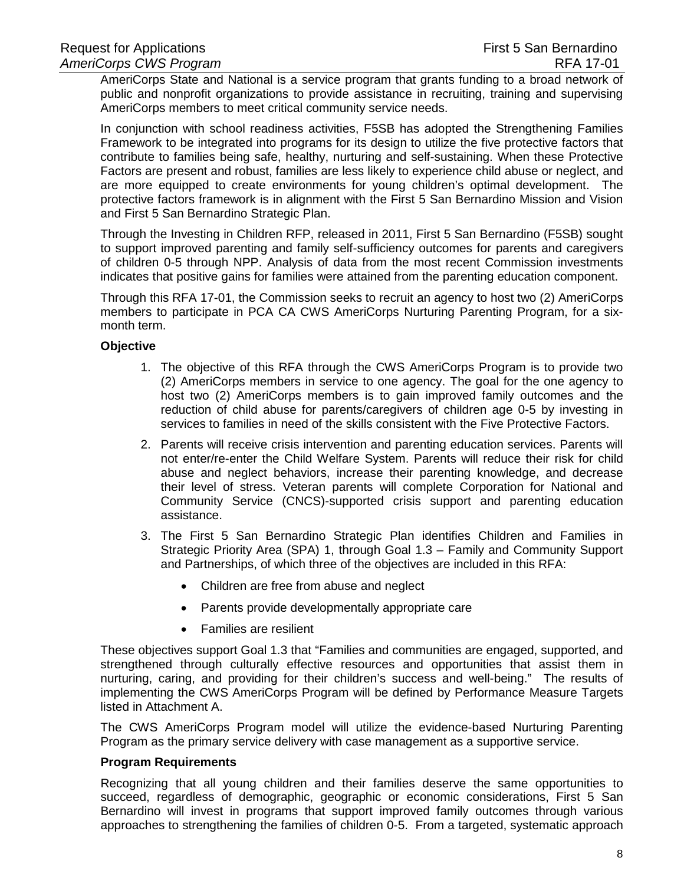AmeriCorps State and National is a service program that grants funding to a broad network of public and nonprofit organizations to provide assistance in recruiting, training and supervising AmeriCorps members to meet critical community service needs.

In conjunction with school readiness activities, F5SB has adopted the Strengthening Families Framework to be integrated into programs for its design to utilize the five protective factors that contribute to families being safe, healthy, nurturing and self-sustaining. When these Protective Factors are present and robust, families are less likely to experience child abuse or neglect, and are more equipped to create environments for young children's optimal development. The protective factors framework is in alignment with the First 5 San Bernardino Mission and Vision and First 5 San Bernardino Strategic Plan.

Through the Investing in Children RFP, released in 2011, First 5 San Bernardino (F5SB) sought to support improved parenting and family self-sufficiency outcomes for parents and caregivers of children 0-5 through NPP. Analysis of data from the most recent Commission investments indicates that positive gains for families were attained from the parenting education component.

Through this RFA 17-01, the Commission seeks to recruit an agency to host two (2) AmeriCorps members to participate in PCA CA CWS AmeriCorps Nurturing Parenting Program, for a six-month term.

**Objective**

1. The objective of this RFA through the CWS AmeriCorps Program is to provide two (2) AmeriCorps members in service to one agency. The goal for the one agency to host two (2) AmeriCorps members is to gain improved family outcomes and the reduction of child abuse for parents/caregivers of children age 0-5 by investing in services to families in need of the skills consistent with the Five Protective Factors.
2. Parents will receive crisis intervention and parenting education services. Parents will not enter/re-enter the Child Welfare System. Parents will reduce their risk for child abuse and neglect behaviors, increase their parenting knowledge, and decrease their level of stress. Veteran parents will complete Corporation for National and Community Service (CNCS)-supported crisis support and parenting education assistance.
3. The First 5 San Bernardino Strategic Plan identifies Children and Families in Strategic Priority Area (SPA) 1, through Goal 1.3 – Family and Community Support and Partnerships, of which three of the objectives are included in this RFA:
    - Children are free from abuse and neglect
    - Parents provide developmentally appropriate care
    - Families are resilient

These objectives support Goal 1.3 that "Families and communities are engaged, supported, and strengthened through culturally effective resources and opportunities that assist them in nurturing, caring, and providing for their children's success and well-being." The results of implementing the CWS AmeriCorps Program will be defined by Performance Measure Targets listed in Attachment A.

The CWS AmeriCorps Program model will utilize the evidence-based Nurturing Parenting Program as the primary service delivery with case management as a supportive service.

**Program Requirements**

Recognizing that all young children and their families deserve the same opportunities to succeed, regardless of demographic, geographic or economic considerations, First 5 San Bernardino will invest in programs that support improved family outcomes through various approaches to strengthening the families of children 0-5. From a targeted, systematic approach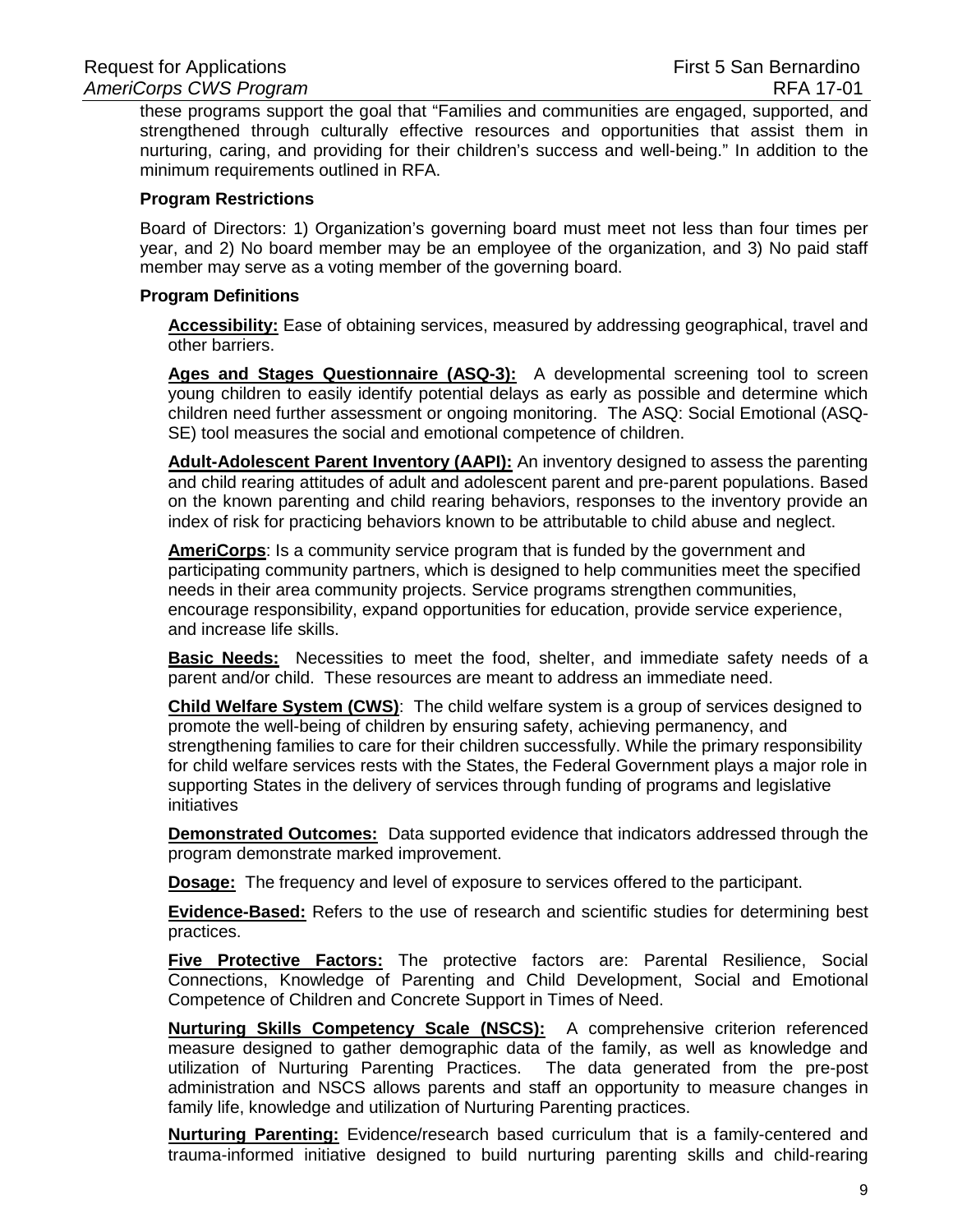these programs support the goal that “Families and communities are engaged, supported, and strengthened through culturally effective resources and opportunities that assist them in nurturing, caring, and providing for their children’s success and well-being.” In addition to the minimum requirements outlined in RFA.

**Program Restrictions**

Board of Directors: 1) Organization’s governing board must meet not less than four times per year, and 2) No board member may be an employee of the organization, and 3) No paid staff member may serve as a voting member of the governing board.

**Program Definitions**

**Accessibility:** Ease of obtaining services, measured by addressing geographical, travel and other barriers.

**Ages and Stages Questionnaire (ASQ-3):** A developmental screening tool to screen young children to easily identify potential delays as early as possible and determine which children need further assessment or ongoing monitoring. The ASQ: Social Emotional (ASQ-SE) tool measures the social and emotional competence of children.

**Adult-Adolescent Parent Inventory (AAPI):** An inventory designed to assess the parenting and child rearing attitudes of adult and adolescent parent and pre-parent populations. Based on the known parenting and child rearing behaviors, responses to the inventory provide an index of risk for practicing behaviors known to be attributable to child abuse and neglect.

**AmeriCorps**: Is a community service program that is funded by the government and participating community partners, which is designed to help communities meet the specified needs in their area community projects. Service programs strengthen communities, encourage responsibility, expand opportunities for education, provide service experience, and increase life skills.

**Basic Needs:** Necessities to meet the food, shelter, and immediate safety needs of a parent and/or child. These resources are meant to address an immediate need.

**Child Welfare System (CWS)**: The child welfare system is a group of services designed to promote the well-being of children by ensuring safety, achieving permanency, and strengthening families to care for their children successfully. While the primary responsibility for child welfare services rests with the States, the Federal Government plays a major role in supporting States in the delivery of services through funding of programs and legislative initiatives

**Demonstrated Outcomes:** Data supported evidence that indicators addressed through the program demonstrate marked improvement.

**Dosage:** The frequency and level of exposure to services offered to the participant.

**Evidence-Based:** Refers to the use of research and scientific studies for determining best practices.

**Five Protective Factors:** The protective factors are: Parental Resilience, Social Connections, Knowledge of Parenting and Child Development, Social and Emotional Competence of Children and Concrete Support in Times of Need.

**Nurturing Skills Competency Scale (NSCS):** A comprehensive criterion referenced measure designed to gather demographic data of the family, as well as knowledge and utilization of Nurturing Parenting Practices. The data generated from the pre-post administration and NSCS allows parents and staff an opportunity to measure changes in family life, knowledge and utilization of Nurturing Parenting practices.

**Nurturing Parenting:** Evidence/research based curriculum that is a family-centered and trauma-informed initiative designed to build nurturing parenting skills and child-rearing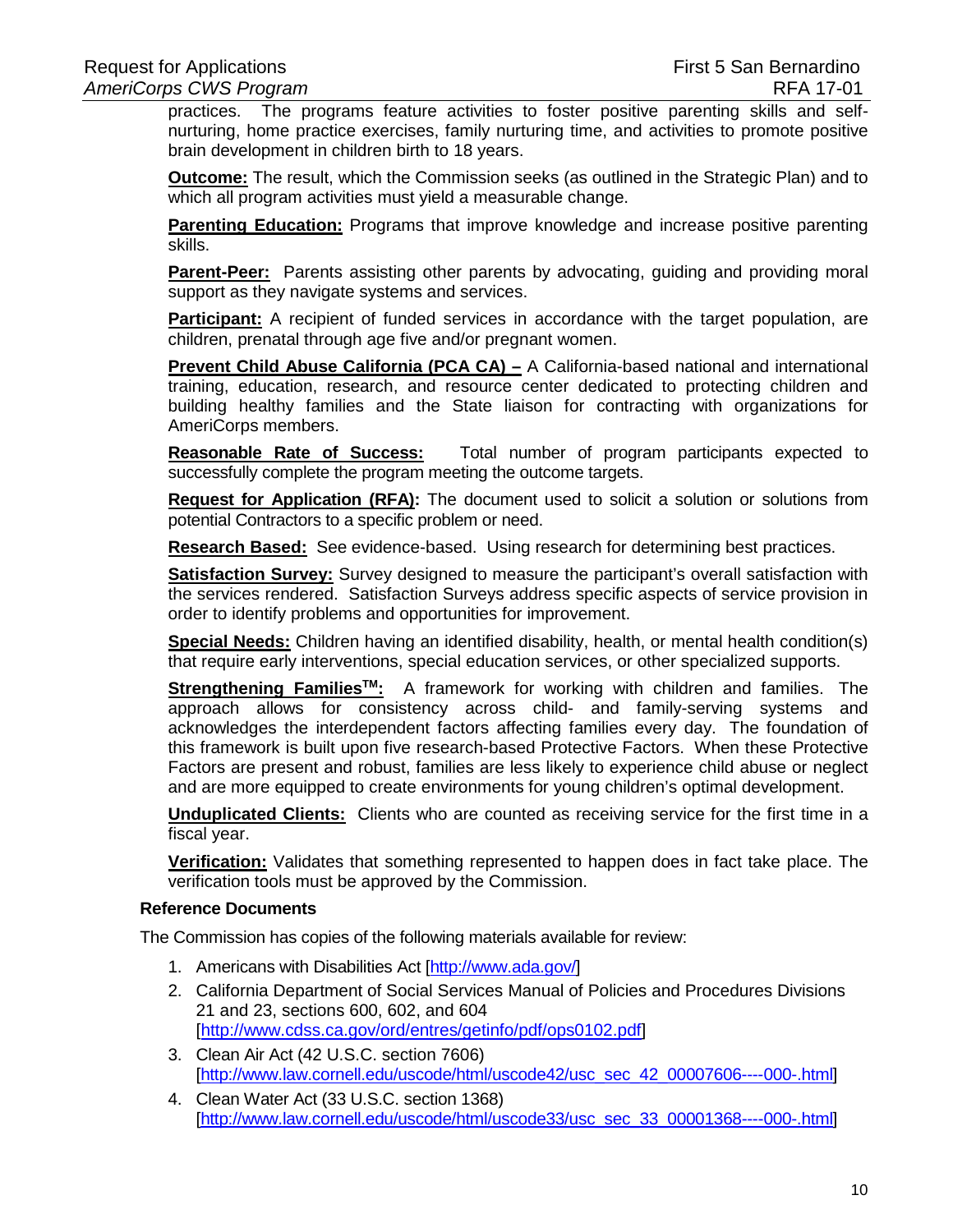practices. The programs feature activities to foster positive parenting skills and self-nurturing, home practice exercises, family nurturing time, and activities to promote positive brain development in children birth to 18 years.

**Outcome:** The result, which the Commission seeks (as outlined in the Strategic Plan) and to which all program activities must yield a measurable change.

**Parenting Education:** Programs that improve knowledge and increase positive parenting skills.

**Parent-Peer:** Parents assisting other parents by advocating, guiding and providing moral support as they navigate systems and services.

**Participant:** A recipient of funded services in accordance with the target population, are children, prenatal through age five and/or pregnant women.

**Prevent Child Abuse California (PCA CA) –** A California-based national and international training, education, research, and resource center dedicated to protecting children and building healthy families and the State liaison for contracting with organizations for AmeriCorps members.

**Reasonable Rate of Success:** Total number of program participants expected to successfully complete the program meeting the outcome targets.

**Request for Application (RFA):** The document used to solicit a solution or solutions from potential Contractors to a specific problem or need.

**Research Based:** See evidence-based. Using research for determining best practices.

**Satisfaction Survey:** Survey designed to measure the participant's overall satisfaction with the services rendered. Satisfaction Surveys address specific aspects of service provision in order to identify problems and opportunities for improvement.

**Special Needs:** Children having an identified disability, health, or mental health condition(s) that require early interventions, special education services, or other specialized supports.

**Strengthening Families™:** A framework for working with children and families. The approach allows for consistency across child- and family-serving systems and acknowledges the interdependent factors affecting families every day. The foundation of this framework is built upon five research-based Protective Factors. When these Protective Factors are present and robust, families are less likely to experience child abuse or neglect and are more equipped to create environments for young children's optimal development.

**Unduplicated Clients:** Clients who are counted as receiving service for the first time in a fiscal year.

**Verification:** Validates that something represented to happen does in fact take place. The verification tools must be approved by the Commission.

### Reference Documents

The Commission has copies of the following materials available for review:

1. Americans with Disabilities Act [http://www.ada.gov/]
2. California Department of Social Services Manual of Policies and Procedures Divisions 21 and 23, sections 600, 602, and 604 [http://www.cdss.ca.gov/ord/entres/getinfo/pdf/ops0102.pdf]
3. Clean Air Act (42 U.S.C. section 7606) [http://www.law.cornell.edu/uscode/html/uscode42/usc_sec_42_00007606----000-.html]
4. Clean Water Act (33 U.S.C. section 1368) [http://www.law.cornell.edu/uscode/html/uscode33/usc_sec_33_00001368----000-.html]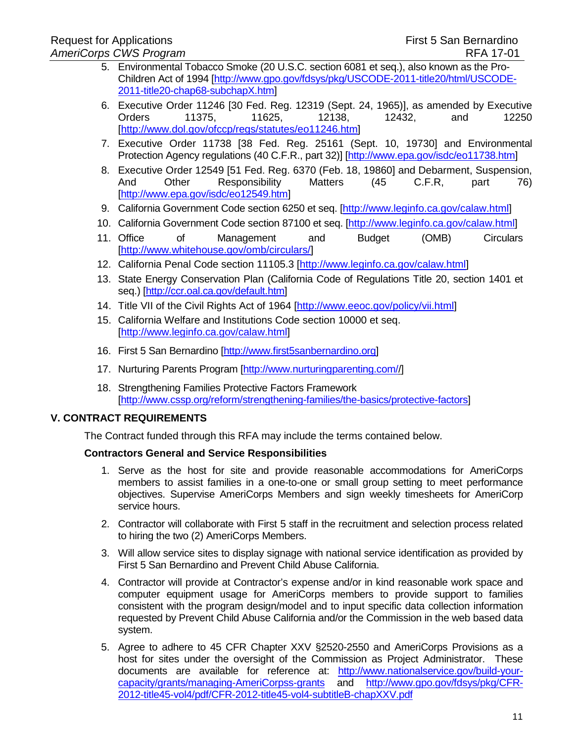5. Environmental Tobacco Smoke (20 U.S.C. section 6081 et seq.), also known as the Pro-Children Act of 1994 [http://www.gpo.gov/fdsys/pkg/USCODE-2011-title20/html/USCODE-2011-title20-chap68-subchapX.htm]
6. Executive Order 11246 [30 Fed. Reg. 12319 (Sept. 24, 1965)], as amended by Executive Orders 11375, 11625, 12138, 12432, and 12250 [http://www.dol.gov/ofccp/regs/statutes/eo11246.htm]
7. Executive Order 11738 [38 Fed. Reg. 25161 (Sept. 10, 19730] and Environmental Protection Agency regulations (40 C.F.R., part 32)] [http://www.epa.gov/isdc/eo11738.htm]
8. Executive Order 12549 [51 Fed. Reg. 6370 (Feb. 18, 19860] and Debarment, Suspension, And Other Responsibility Matters (45 C.F.R, part 76) [http://www.epa.gov/isdc/eo12549.htm]
9. California Government Code section 6250 et seq. [http://www.leginfo.ca.gov/calaw.html]
10. California Government Code section 87100 et seq. [http://www.leginfo.ca.gov/calaw.html]
11. Office of Management and Budget (OMB) Circulars [http://www.whitehouse.gov/omb/circulars/]
12. California Penal Code section 11105.3 [http://www.leginfo.ca.gov/calaw.html]
13. State Energy Conservation Plan (California Code of Regulations Title 20, section 1401 et seq.) [http://ccr.oal.ca.gov/default.htm]
14. Title VII of the Civil Rights Act of 1964 [http://www.eeoc.gov/policy/vii.html]
15. California Welfare and Institutions Code section 10000 et seq. [http://www.leginfo.ca.gov/calaw.html]
16. First 5 San Bernardino [http://www.first5sanbernardino.org]
17. Nurturing Parents Program [http://www.nurturingparenting.com//]
18. Strengthening Families Protective Factors Framework [http://www.cssp.org/reform/strengthening-families/the-basics/protective-factors]

## V. CONTRACT REQUIREMENTS

The Contract funded through this RFA may include the terms contained below.

### Contractors General and Service Responsibilities

1. Serve as the host for site and provide reasonable accommodations for AmeriCorps members to assist families in a one-to-one or small group setting to meet performance objectives. Supervise AmeriCorps Members and sign weekly timesheets for AmeriCorp service hours.
2. Contractor will collaborate with First 5 staff in the recruitment and selection process related to hiring the two (2) AmeriCorps Members.
3. Will allow service sites to display signage with national service identification as provided by First 5 San Bernardino and Prevent Child Abuse California.
4. Contractor will provide at Contractor's expense and/or in kind reasonable work space and computer equipment usage for AmeriCorps members to provide support to families consistent with the program design/model and to input specific data collection information requested by Prevent Child Abuse California and/or the Commission in the web based data system.
5. Agree to adhere to 45 CFR Chapter XXV §2520-2550 and AmeriCorps Provisions as a host for sites under the oversight of the Commission as Project Administrator. These documents are available for reference at: http://www.nationalservice.gov/build-your-capacity/grants/managing-AmeriCorpss-grants and http://www.gpo.gov/fdsys/pkg/CFR-2012-title45-vol4/pdf/CFR-2012-title45-vol4-subtitleB-chapXXV.pdf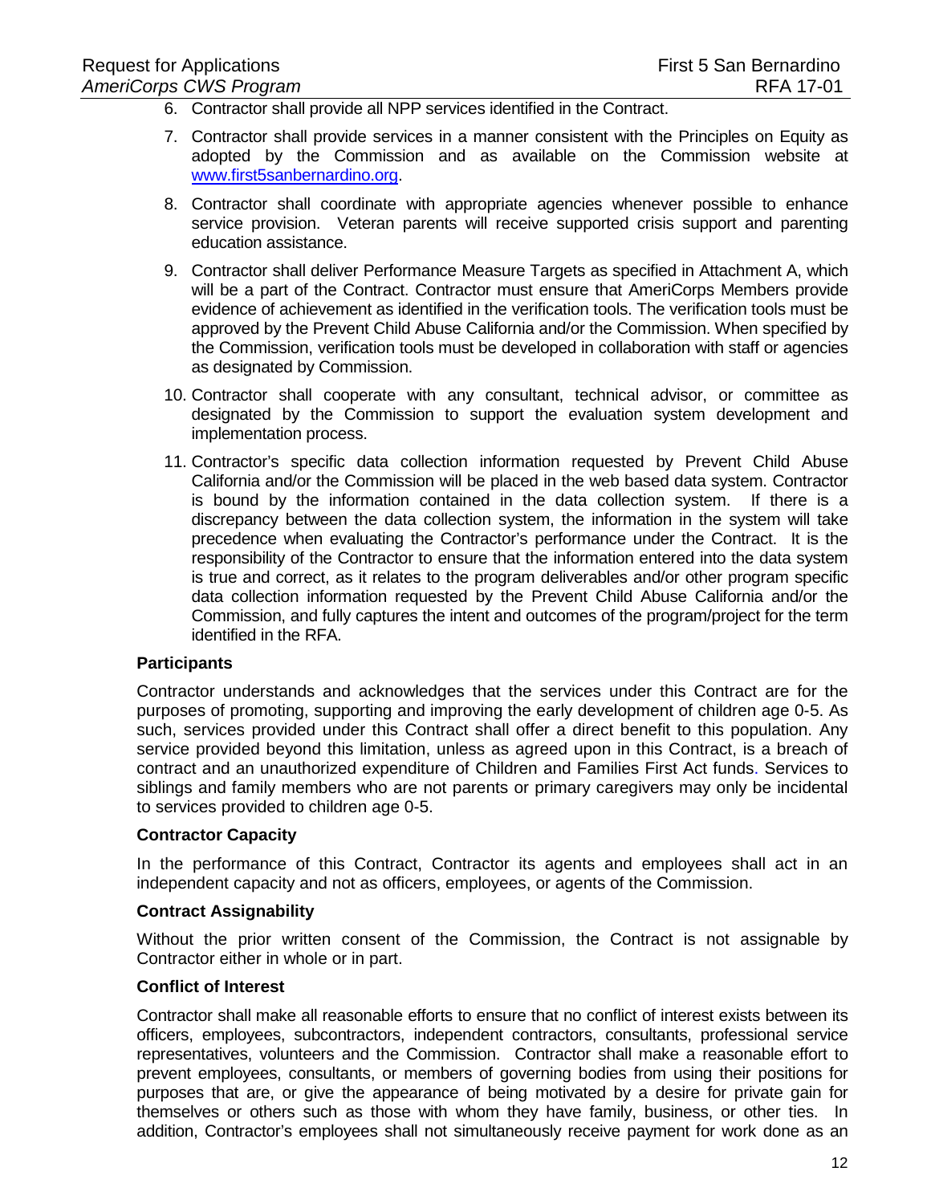6. Contractor shall provide all NPP services identified in the Contract.
7. Contractor shall provide services in a manner consistent with the Principles on Equity as adopted by the Commission and as available on the Commission website at www.first5sanbernardino.org.
8. Contractor shall coordinate with appropriate agencies whenever possible to enhance service provision. Veteran parents will receive supported crisis support and parenting education assistance.
9. Contractor shall deliver Performance Measure Targets as specified in Attachment A, which will be a part of the Contract. Contractor must ensure that AmeriCorps Members provide evidence of achievement as identified in the verification tools. The verification tools must be approved by the Prevent Child Abuse California and/or the Commission. When specified by the Commission, verification tools must be developed in collaboration with staff or agencies as designated by Commission.
10. Contractor shall cooperate with any consultant, technical advisor, or committee as designated by the Commission to support the evaluation system development and implementation process.
11. Contractor's specific data collection information requested by Prevent Child Abuse California and/or the Commission will be placed in the web based data system. Contractor is bound by the information contained in the data collection system. If there is a discrepancy between the data collection system, the information in the system will take precedence when evaluating the Contractor's performance under the Contract. It is the responsibility of the Contractor to ensure that the information entered into the data system is true and correct, as it relates to the program deliverables and/or other program specific data collection information requested by the Prevent Child Abuse California and/or the Commission, and fully captures the intent and outcomes of the program/project for the term identified in the RFA.

**Participants**

Contractor understands and acknowledges that the services under this Contract are for the purposes of promoting, supporting and improving the early development of children age 0-5. As such, services provided under this Contract shall offer a direct benefit to this population. Any service provided beyond this limitation, unless as agreed upon in this Contract, is a breach of contract and an unauthorized expenditure of Children and Families First Act funds. Services to siblings and family members who are not parents or primary caregivers may only be incidental to services provided to children age 0-5.

**Contractor Capacity**

In the performance of this Contract, Contractor its agents and employees shall act in an independent capacity and not as officers, employees, or agents of the Commission.

**Contract Assignability**

Without the prior written consent of the Commission, the Contract is not assignable by Contractor either in whole or in part.

**Conflict of Interest**

Contractor shall make all reasonable efforts to ensure that no conflict of interest exists between its officers, employees, subcontractors, independent contractors, consultants, professional service representatives, volunteers and the Commission. Contractor shall make a reasonable effort to prevent employees, consultants, or members of governing bodies from using their positions for purposes that are, or give the appearance of being motivated by a desire for private gain for themselves or others such as those with whom they have family, business, or other ties. In addition, Contractor's employees shall not simultaneously receive payment for work done as an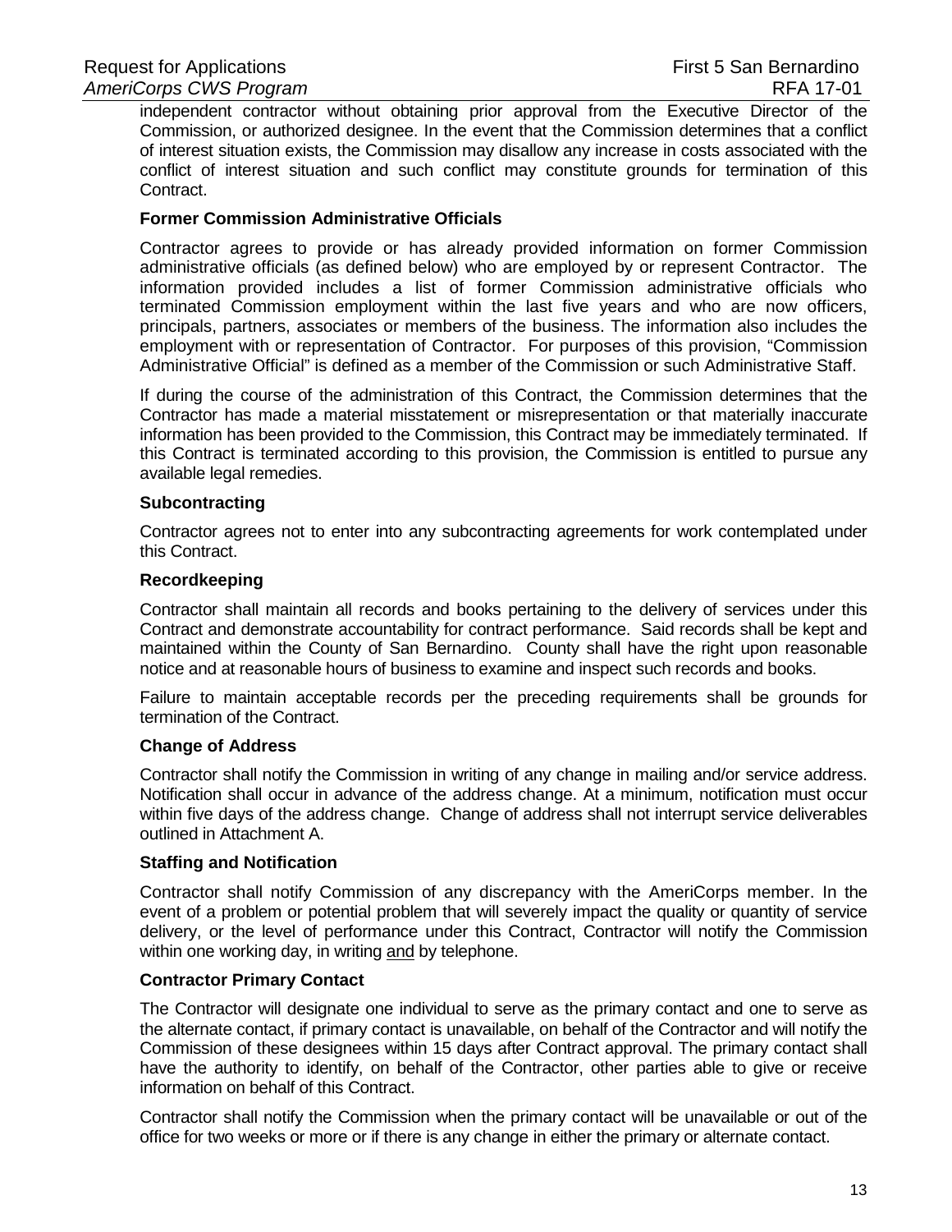independent contractor without obtaining prior approval from the Executive Director of the Commission, or authorized designee. In the event that the Commission determines that a conflict of interest situation exists, the Commission may disallow any increase in costs associated with the conflict of interest situation and such conflict may constitute grounds for termination of this Contract.

**Former Commission Administrative Officials**

Contractor agrees to provide or has already provided information on former Commission administrative officials (as defined below) who are employed by or represent Contractor. The information provided includes a list of former Commission administrative officials who terminated Commission employment within the last five years and who are now officers, principals, partners, associates or members of the business. The information also includes the employment with or representation of Contractor. For purposes of this provision, "Commission Administrative Official" is defined as a member of the Commission or such Administrative Staff.

If during the course of the administration of this Contract, the Commission determines that the Contractor has made a material misstatement or misrepresentation or that materially inaccurate information has been provided to the Commission, this Contract may be immediately terminated. If this Contract is terminated according to this provision, the Commission is entitled to pursue any available legal remedies.

**Subcontracting**

Contractor agrees not to enter into any subcontracting agreements for work contemplated under this Contract.

**Recordkeeping**

Contractor shall maintain all records and books pertaining to the delivery of services under this Contract and demonstrate accountability for contract performance. Said records shall be kept and maintained within the County of San Bernardino. County shall have the right upon reasonable notice and at reasonable hours of business to examine and inspect such records and books.

Failure to maintain acceptable records per the preceding requirements shall be grounds for termination of the Contract.

**Change of Address**

Contractor shall notify the Commission in writing of any change in mailing and/or service address. Notification shall occur in advance of the address change. At a minimum, notification must occur within five days of the address change. Change of address shall not interrupt service deliverables outlined in Attachment A.

**Staffing and Notification**

Contractor shall notify Commission of any discrepancy with the AmeriCorps member. In the event of a problem or potential problem that will severely impact the quality or quantity of service delivery, or the level of performance under this Contract, Contractor will notify the Commission within one working day, in writing and by telephone.

**Contractor Primary Contact**

The Contractor will designate one individual to serve as the primary contact and one to serve as the alternate contact, if primary contact is unavailable, on behalf of the Contractor and will notify the Commission of these designees within 15 days after Contract approval. The primary contact shall have the authority to identify, on behalf of the Contractor, other parties able to give or receive information on behalf of this Contract.

Contractor shall notify the Commission when the primary contact will be unavailable or out of the office for two weeks or more or if there is any change in either the primary or alternate contact.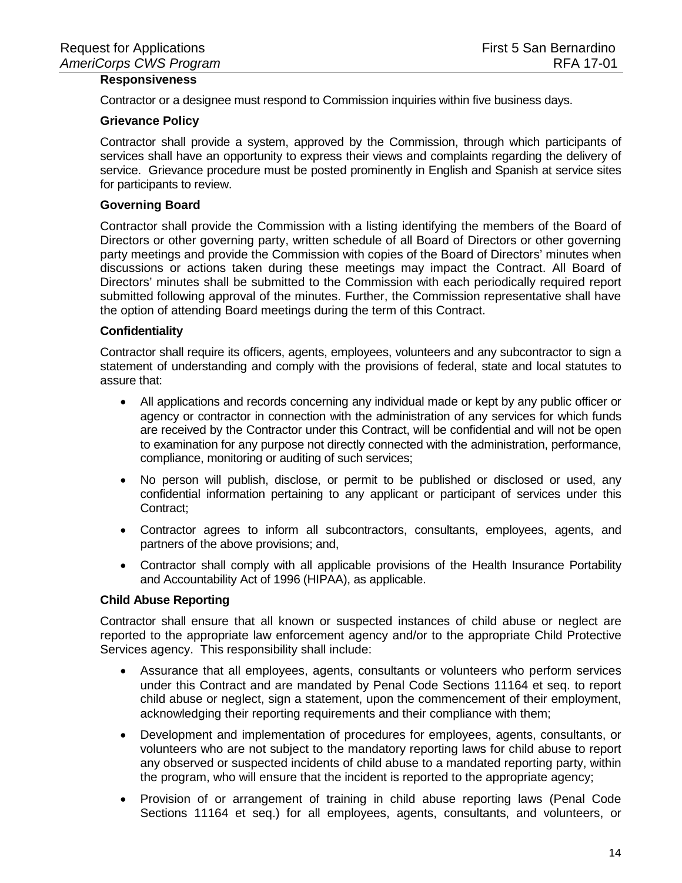**Responsiveness**

Contractor or a designee must respond to Commission inquiries within five business days.

**Grievance Policy**

Contractor shall provide a system, approved by the Commission, through which participants of services shall have an opportunity to express their views and complaints regarding the delivery of service. Grievance procedure must be posted prominently in English and Spanish at service sites for participants to review.

**Governing Board**

Contractor shall provide the Commission with a listing identifying the members of the Board of Directors or other governing party, written schedule of all Board of Directors or other governing party meetings and provide the Commission with copies of the Board of Directors' minutes when discussions or actions taken during these meetings may impact the Contract. All Board of Directors' minutes shall be submitted to the Commission with each periodically required report submitted following approval of the minutes. Further, the Commission representative shall have the option of attending Board meetings during the term of this Contract.

**Confidentiality**

Contractor shall require its officers, agents, employees, volunteers and any subcontractor to sign a statement of understanding and comply with the provisions of federal, state and local statutes to assure that:

- All applications and records concerning any individual made or kept by any public officer or agency or contractor in connection with the administration of any services for which funds are received by the Contractor under this Contract, will be confidential and will not be open to examination for any purpose not directly connected with the administration, performance, compliance, monitoring or auditing of such services;
- No person will publish, disclose, or permit to be published or disclosed or used, any confidential information pertaining to any applicant or participant of services under this Contract;
- Contractor agrees to inform all subcontractors, consultants, employees, agents, and partners of the above provisions; and,
- Contractor shall comply with all applicable provisions of the Health Insurance Portability and Accountability Act of 1996 (HIPAA), as applicable.

**Child Abuse Reporting**

Contractor shall ensure that all known or suspected instances of child abuse or neglect are reported to the appropriate law enforcement agency and/or to the appropriate Child Protective Services agency. This responsibility shall include:

- Assurance that all employees, agents, consultants or volunteers who perform services under this Contract and are mandated by Penal Code Sections 11164 et seq. to report child abuse or neglect, sign a statement, upon the commencement of their employment, acknowledging their reporting requirements and their compliance with them;
- Development and implementation of procedures for employees, agents, consultants, or volunteers who are not subject to the mandatory reporting laws for child abuse to report any observed or suspected incidents of child abuse to a mandated reporting party, within the program, who will ensure that the incident is reported to the appropriate agency;
- Provision of or arrangement of training in child abuse reporting laws (Penal Code Sections 11164 et seq.) for all employees, agents, consultants, and volunteers, or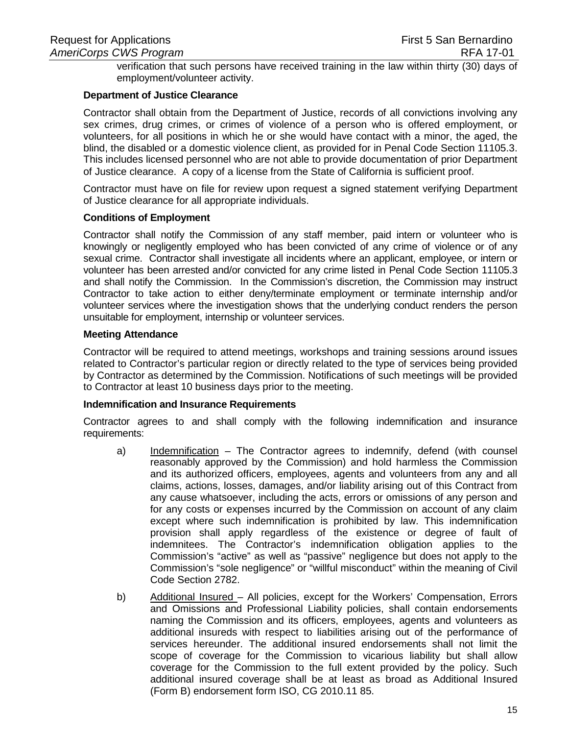verification that such persons have received training in the law within thirty (30) days of employment/volunteer activity.

**Department of Justice Clearance**

Contractor shall obtain from the Department of Justice, records of all convictions involving any sex crimes, drug crimes, or crimes of violence of a person who is offered employment, or volunteers, for all positions in which he or she would have contact with a minor, the aged, the blind, the disabled or a domestic violence client, as provided for in Penal Code Section 11105.3. This includes licensed personnel who are not able to provide documentation of prior Department of Justice clearance. A copy of a license from the State of California is sufficient proof.

Contractor must have on file for review upon request a signed statement verifying Department of Justice clearance for all appropriate individuals.

**Conditions of Employment**

Contractor shall notify the Commission of any staff member, paid intern or volunteer who is knowingly or negligently employed who has been convicted of any crime of violence or of any sexual crime. Contractor shall investigate all incidents where an applicant, employee, or intern or volunteer has been arrested and/or convicted for any crime listed in Penal Code Section 11105.3 and shall notify the Commission. In the Commission's discretion, the Commission may instruct Contractor to take action to either deny/terminate employment or terminate internship and/or volunteer services where the investigation shows that the underlying conduct renders the person unsuitable for employment, internship or volunteer services.

**Meeting Attendance**

Contractor will be required to attend meetings, workshops and training sessions around issues related to Contractor's particular region or directly related to the type of services being provided by Contractor as determined by the Commission. Notifications of such meetings will be provided to Contractor at least 10 business days prior to the meeting.

**Indemnification and Insurance Requirements**

Contractor agrees to and shall comply with the following indemnification and insurance requirements:

a) Indemnification – The Contractor agrees to indemnify, defend (with counsel reasonably approved by the Commission) and hold harmless the Commission and its authorized officers, employees, agents and volunteers from any and all claims, actions, losses, damages, and/or liability arising out of this Contract from any cause whatsoever, including the acts, errors or omissions of any person and for any costs or expenses incurred by the Commission on account of any claim except where such indemnification is prohibited by law. This indemnification provision shall apply regardless of the existence or degree of fault of indemnitees. The Contractor's indemnification obligation applies to the Commission's "active" as well as "passive" negligence but does not apply to the Commission's "sole negligence" or "willful misconduct" within the meaning of Civil Code Section 2782.

b) Additional Insured – All policies, except for the Workers' Compensation, Errors and Omissions and Professional Liability policies, shall contain endorsements naming the Commission and its officers, employees, agents and volunteers as additional insureds with respect to liabilities arising out of the performance of services hereunder. The additional insured endorsements shall not limit the scope of coverage for the Commission to vicarious liability but shall allow coverage for the Commission to the full extent provided by the policy. Such additional insured coverage shall be at least as broad as Additional Insured (Form B) endorsement form ISO, CG 2010.11 85.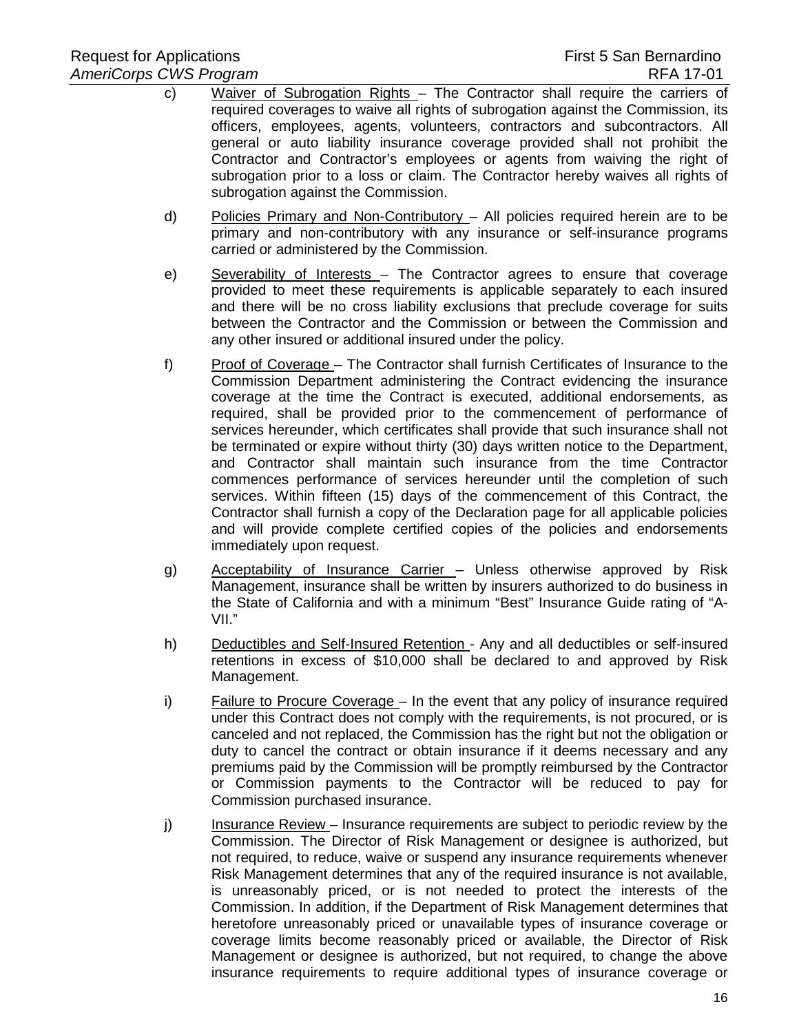c) Waiver of Subrogation Rights – The Contractor shall require the carriers of required coverages to waive all rights of subrogation against the Commission, its officers, employees, agents, volunteers, contractors and subcontractors. All general or auto liability insurance coverage provided shall not prohibit the Contractor and Contractor's employees or agents from waiving the right of subrogation prior to a loss or claim. The Contractor hereby waives all rights of subrogation against the Commission.

d) Policies Primary and Non-Contributory – All policies required herein are to be primary and non-contributory with any insurance or self-insurance programs carried or administered by the Commission.

e) Severability of Interests – The Contractor agrees to ensure that coverage provided to meet these requirements is applicable separately to each insured and there will be no cross liability exclusions that preclude coverage for suits between the Contractor and the Commission or between the Commission and any other insured or additional insured under the policy.

f) Proof of Coverage – The Contractor shall furnish Certificates of Insurance to the Commission Department administering the Contract evidencing the insurance coverage at the time the Contract is executed, additional endorsements, as required, shall be provided prior to the commencement of performance of services hereunder, which certificates shall provide that such insurance shall not be terminated or expire without thirty (30) days written notice to the Department, and Contractor shall maintain such insurance from the time Contractor commences performance of services hereunder until the completion of such services. Within fifteen (15) days of the commencement of this Contract, the Contractor shall furnish a copy of the Declaration page for all applicable policies and will provide complete certified copies of the policies and endorsements immediately upon request.

g) Acceptability of Insurance Carrier – Unless otherwise approved by Risk Management, insurance shall be written by insurers authorized to do business in the State of California and with a minimum "Best" Insurance Guide rating of "A- VII."

h) Deductibles and Self-Insured Retention - Any and all deductibles or self-insured retentions in excess of $10,000 shall be declared to and approved by Risk Management.

i) Failure to Procure Coverage – In the event that any policy of insurance required under this Contract does not comply with the requirements, is not procured, or is canceled and not replaced, the Commission has the right but not the obligation or duty to cancel the contract or obtain insurance if it deems necessary and any premiums paid by the Commission will be promptly reimbursed by the Contractor or Commission payments to the Contractor will be reduced to pay for Commission purchased insurance.

j) Insurance Review – Insurance requirements are subject to periodic review by the Commission. The Director of Risk Management or designee is authorized, but not required, to reduce, waive or suspend any insurance requirements whenever Risk Management determines that any of the required insurance is not available, is unreasonably priced, or is not needed to protect the interests of the Commission. In addition, if the Department of Risk Management determines that heretofore unreasonably priced or unavailable types of insurance coverage or coverage limits become reasonably priced or available, the Director of Risk Management or designee is authorized, but not required, to change the above insurance requirements to require additional types of insurance coverage or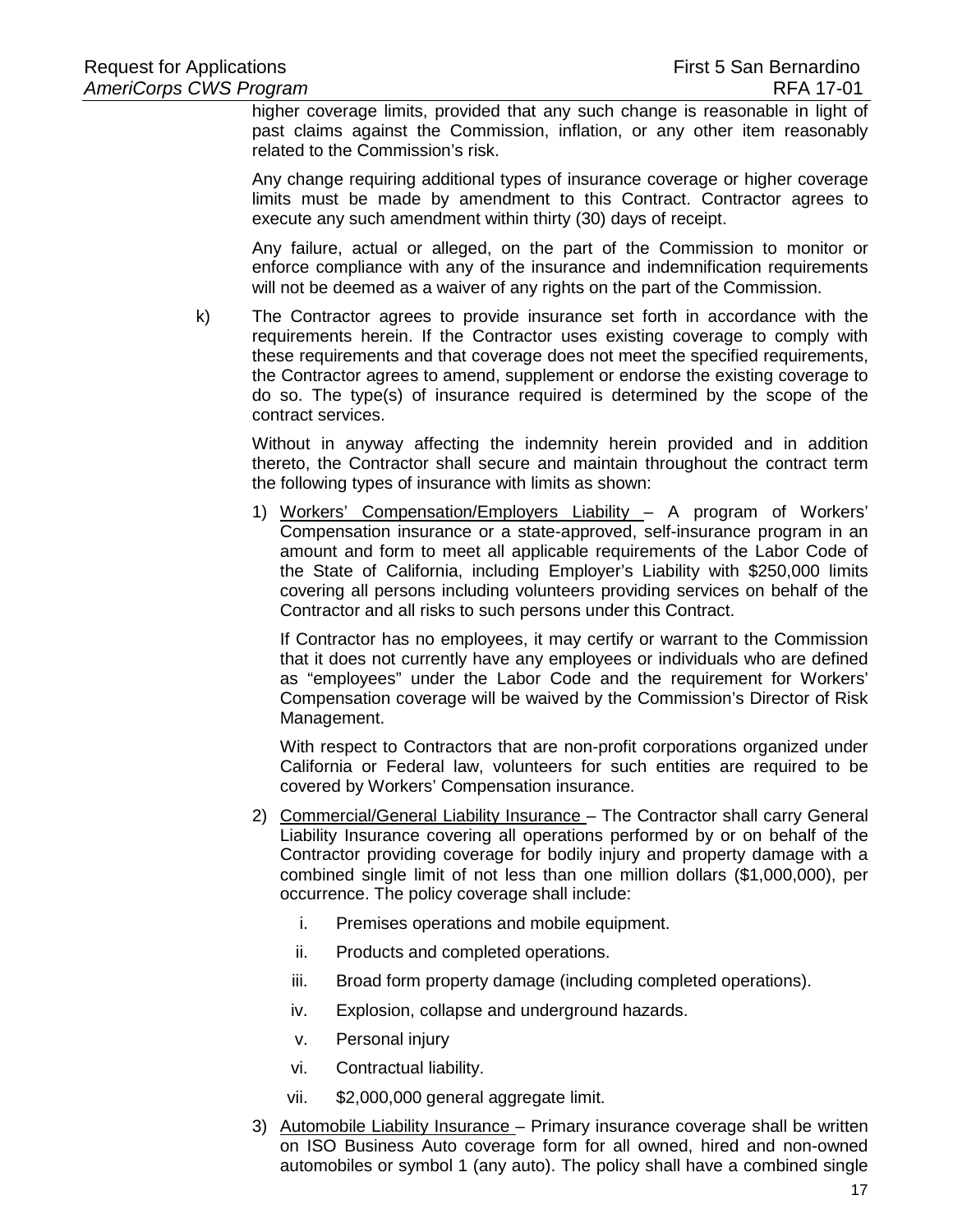higher coverage limits, provided that any such change is reasonable in light of past claims against the Commission, inflation, or any other item reasonably related to the Commission's risk.

Any change requiring additional types of insurance coverage or higher coverage limits must be made by amendment to this Contract. Contractor agrees to execute any such amendment within thirty (30) days of receipt.

Any failure, actual or alleged, on the part of the Commission to monitor or enforce compliance with any of the insurance and indemnification requirements will not be deemed as a waiver of any rights on the part of the Commission.

k) The Contractor agrees to provide insurance set forth in accordance with the requirements herein. If the Contractor uses existing coverage to comply with these requirements and that coverage does not meet the specified requirements, the Contractor agrees to amend, supplement or endorse the existing coverage to do so. The type(s) of insurance required is determined by the scope of the contract services.

Without in anyway affecting the indemnity herein provided and in addition thereto, the Contractor shall secure and maintain throughout the contract term the following types of insurance with limits as shown:

1) <u>Workers' Compensation/Employers Liability</u> – A program of Workers' Compensation insurance or a state-approved, self-insurance program in an amount and form to meet all applicable requirements of the Labor Code of the State of California, including Employer's Liability with $250,000 limits covering all persons including volunteers providing services on behalf of the Contractor and all risks to such persons under this Contract.

   If Contractor has no employees, it may certify or warrant to the Commission that it does not currently have any employees or individuals who are defined as "employees" under the Labor Code and the requirement for Workers' Compensation coverage will be waived by the Commission's Director of Risk Management.

   With respect to Contractors that are non-profit corporations organized under California or Federal law, volunteers for such entities are required to be covered by Workers' Compensation insurance.

2) <u>Commercial/General Liability Insurance</u> – The Contractor shall carry General Liability Insurance covering all operations performed by or on behalf of the Contractor providing coverage for bodily injury and property damage with a combined single limit of not less than one million dollars ($1,000,000), per occurrence. The policy coverage shall include:

   i. Premises operations and mobile equipment.

   ii. Products and completed operations.

   iii. Broad form property damage (including completed operations).

   iv. Explosion, collapse and underground hazards.

   v. Personal injury

   vi. Contractual liability.

   vii. $2,000,000 general aggregate limit.

3) <u>Automobile Liability Insurance</u> – Primary insurance coverage shall be written on ISO Business Auto coverage form for all owned, hired and non-owned automobiles or symbol 1 (any auto). The policy shall have a combined single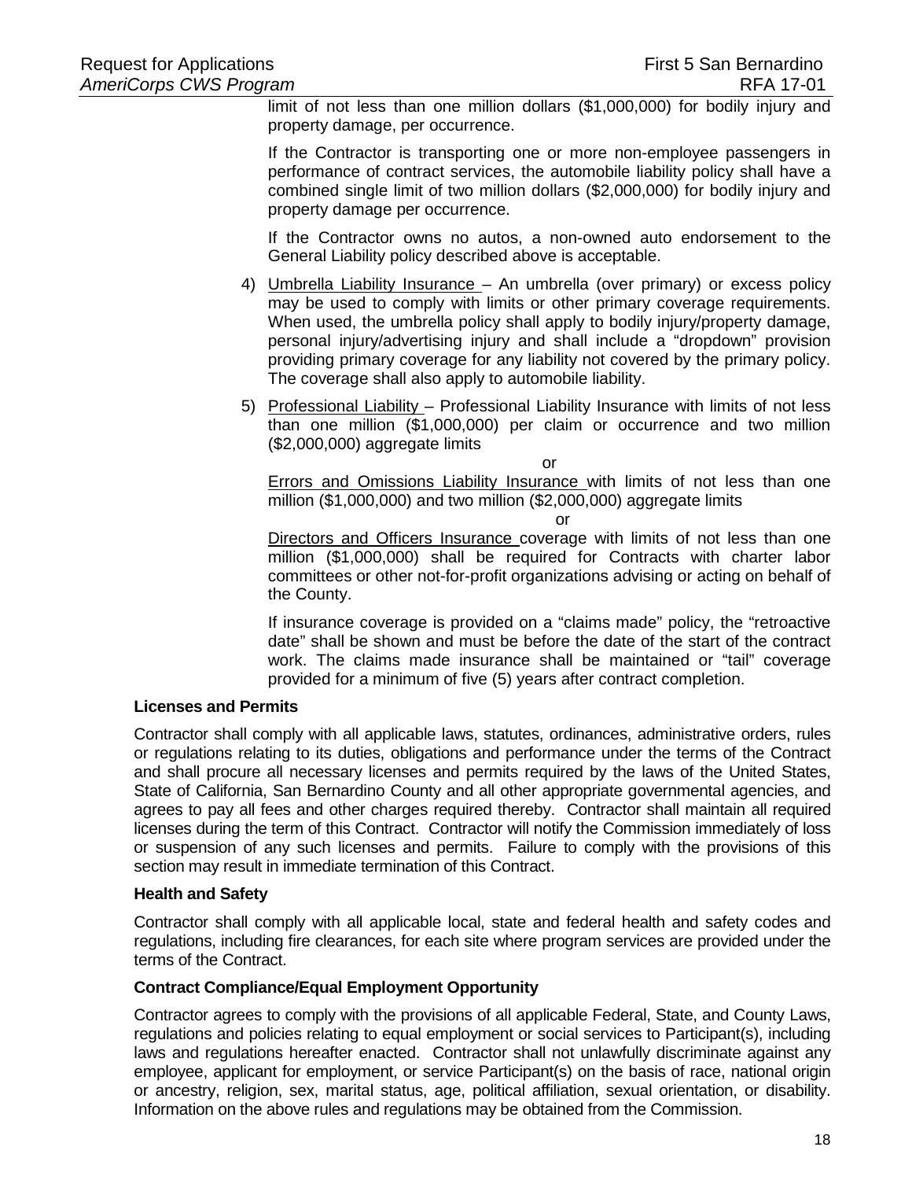limit of not less than one million dollars ($1,000,000) for bodily injury and property damage, per occurrence.

If the Contractor is transporting one or more non-employee passengers in performance of contract services, the automobile liability policy shall have a combined single limit of two million dollars ($2,000,000) for bodily injury and property damage per occurrence.

If the Contractor owns no autos, a non-owned auto endorsement to the General Liability policy described above is acceptable.

4) Umbrella Liability Insurance – An umbrella (over primary) or excess policy may be used to comply with limits or other primary coverage requirements. When used, the umbrella policy shall apply to bodily injury/property damage, personal injury/advertising injury and shall include a "dropdown" provision providing primary coverage for any liability not covered by the primary policy. The coverage shall also apply to automobile liability.

5) Professional Liability – Professional Liability Insurance with limits of not less than one million ($1,000,000) per claim or occurrence and two million ($2,000,000) aggregate limits

or

Errors and Omissions Liability Insurance with limits of not less than one million ($1,000,000) and two million ($2,000,000) aggregate limits

or

Directors and Officers Insurance coverage with limits of not less than one million ($1,000,000) shall be required for Contracts with charter labor committees or other not-for-profit organizations advising or acting on behalf of the County.

If insurance coverage is provided on a "claims made" policy, the "retroactive date" shall be shown and must be before the date of the start of the contract work. The claims made insurance shall be maintained or "tail" coverage provided for a minimum of five (5) years after contract completion.

**Licenses and Permits**

Contractor shall comply with all applicable laws, statutes, ordinances, administrative orders, rules or regulations relating to its duties, obligations and performance under the terms of the Contract and shall procure all necessary licenses and permits required by the laws of the United States, State of California, San Bernardino County and all other appropriate governmental agencies, and agrees to pay all fees and other charges required thereby. Contractor shall maintain all required licenses during the term of this Contract. Contractor will notify the Commission immediately of loss or suspension of any such licenses and permits. Failure to comply with the provisions of this section may result in immediate termination of this Contract.

**Health and Safety**

Contractor shall comply with all applicable local, state and federal health and safety codes and regulations, including fire clearances, for each site where program services are provided under the terms of the Contract.

**Contract Compliance/Equal Employment Opportunity**

Contractor agrees to comply with the provisions of all applicable Federal, State, and County Laws, regulations and policies relating to equal employment or social services to Participant(s), including laws and regulations hereafter enacted. Contractor shall not unlawfully discriminate against any employee, applicant for employment, or service Participant(s) on the basis of race, national origin or ancestry, religion, sex, marital status, age, political affiliation, sexual orientation, or disability. Information on the above rules and regulations may be obtained from the Commission.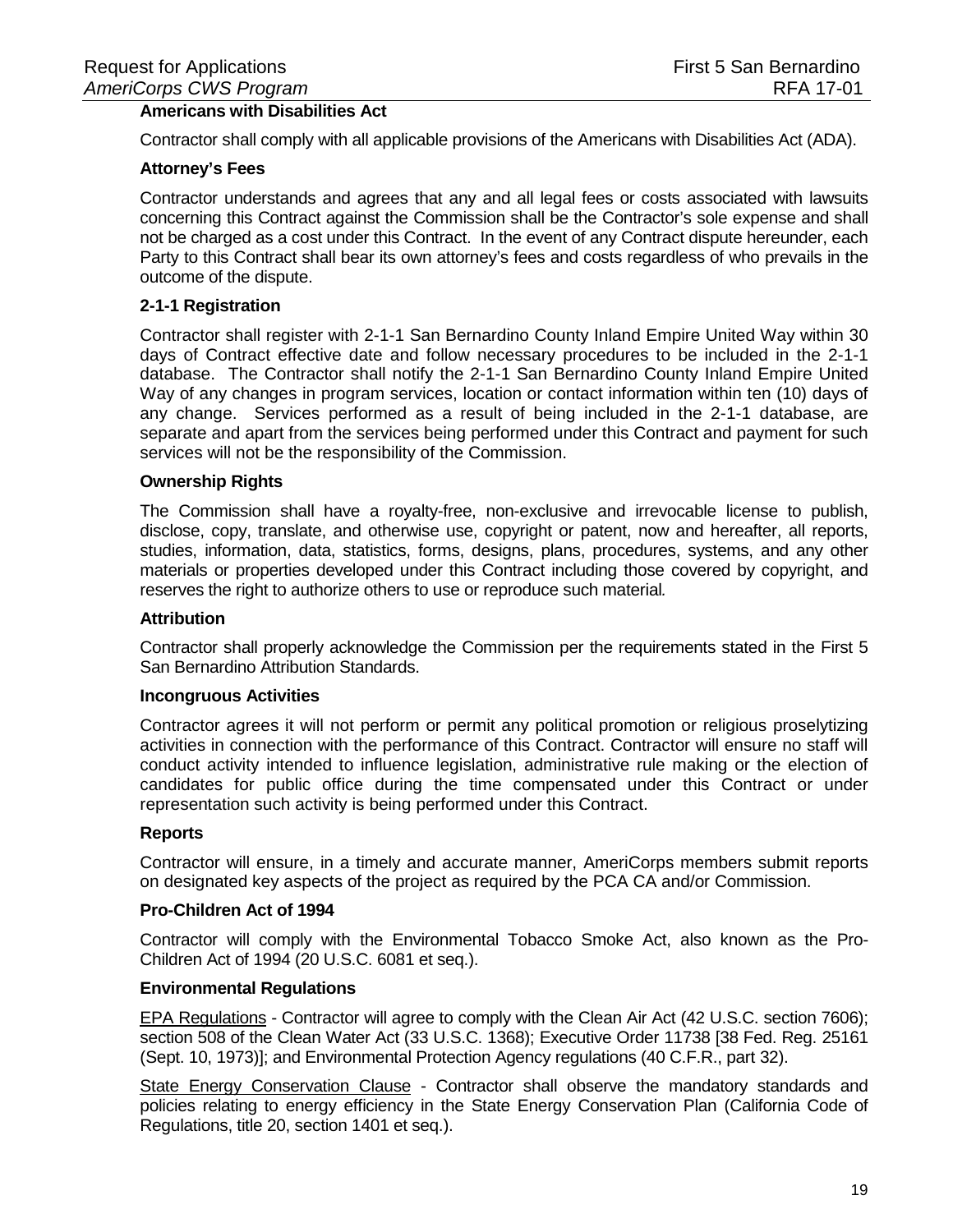**Americans with Disabilities Act**

Contractor shall comply with all applicable provisions of the Americans with Disabilities Act (ADA).

**Attorney's Fees**

Contractor understands and agrees that any and all legal fees or costs associated with lawsuits concerning this Contract against the Commission shall be the Contractor's sole expense and shall not be charged as a cost under this Contract. In the event of any Contract dispute hereunder, each Party to this Contract shall bear its own attorney's fees and costs regardless of who prevails in the outcome of the dispute.

**2-1-1 Registration**

Contractor shall register with 2-1-1 San Bernardino County Inland Empire United Way within 30 days of Contract effective date and follow necessary procedures to be included in the 2-1-1 database. The Contractor shall notify the 2-1-1 San Bernardino County Inland Empire United Way of any changes in program services, location or contact information within ten (10) days of any change. Services performed as a result of being included in the 2-1-1 database, are separate and apart from the services being performed under this Contract and payment for such services will not be the responsibility of the Commission.

**Ownership Rights**

The Commission shall have a royalty-free, non-exclusive and irrevocable license to publish, disclose, copy, translate, and otherwise use, copyright or patent, now and hereafter, all reports, studies, information, data, statistics, forms, designs, plans, procedures, systems, and any other materials or properties developed under this Contract including those covered by copyright, and reserves the right to authorize others to use or reproduce such material.

**Attribution**

Contractor shall properly acknowledge the Commission per the requirements stated in the First 5 San Bernardino Attribution Standards.

**Incongruous Activities**

Contractor agrees it will not perform or permit any political promotion or religious proselytizing activities in connection with the performance of this Contract. Contractor will ensure no staff will conduct activity intended to influence legislation, administrative rule making or the election of candidates for public office during the time compensated under this Contract or under representation such activity is being performed under this Contract.

**Reports**

Contractor will ensure, in a timely and accurate manner, AmeriCorps members submit reports on designated key aspects of the project as required by the PCA CA and/or Commission.

**Pro-Children Act of 1994**

Contractor will comply with the Environmental Tobacco Smoke Act, also known as the Pro-Children Act of 1994 (20 U.S.C. 6081 et seq.).

**Environmental Regulations**

EPA Regulations - Contractor will agree to comply with the Clean Air Act (42 U.S.C. section 7606); section 508 of the Clean Water Act (33 U.S.C. 1368); Executive Order 11738 [38 Fed. Reg. 25161 (Sept. 10, 1973)]; and Environmental Protection Agency regulations (40 C.F.R., part 32).

State Energy Conservation Clause - Contractor shall observe the mandatory standards and policies relating to energy efficiency in the State Energy Conservation Plan (California Code of Regulations, title 20, section 1401 et seq.).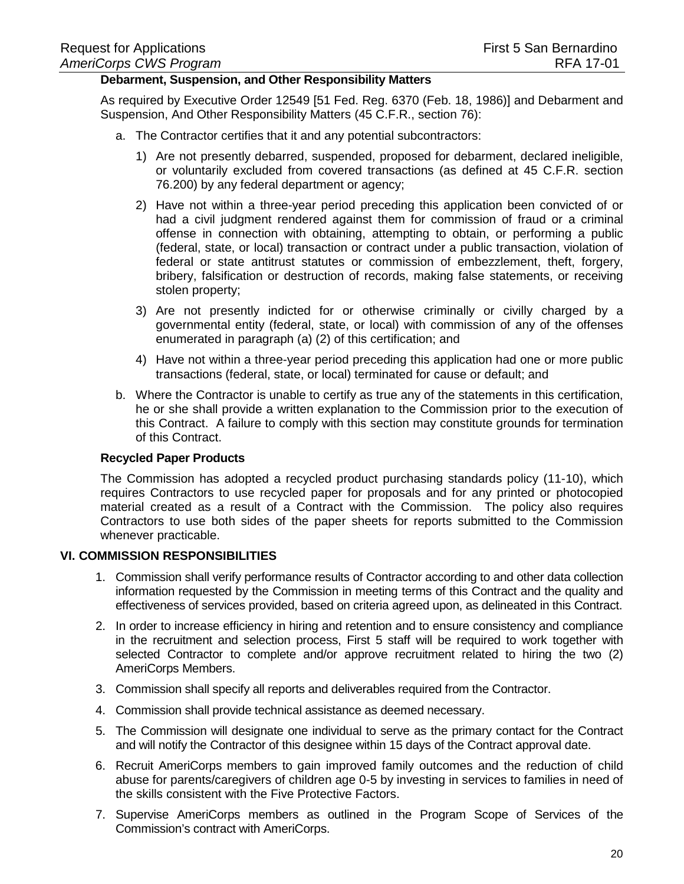**Debarment, Suspension, and Other Responsibility Matters**

As required by Executive Order 12549 [51 Fed. Reg. 6370 (Feb. 18, 1986)] and Debarment and Suspension, And Other Responsibility Matters (45 C.F.R., section 76):

a. The Contractor certifies that it and any potential subcontractors:

   1) Are not presently debarred, suspended, proposed for debarment, declared ineligible, or voluntarily excluded from covered transactions (as defined at 45 C.F.R. section 76.200) by any federal department or agency;

   2) Have not within a three-year period preceding this application been convicted of or had a civil judgment rendered against them for commission of fraud or a criminal offense in connection with obtaining, attempting to obtain, or performing a public (federal, state, or local) transaction or contract under a public transaction, violation of federal or state antitrust statutes or commission of embezzlement, theft, forgery, bribery, falsification or destruction of records, making false statements, or receiving stolen property;

   3) Are not presently indicted for or otherwise criminally or civilly charged by a governmental entity (federal, state, or local) with commission of any of the offenses enumerated in paragraph (a) (2) of this certification; and

   4) Have not within a three-year period preceding this application had one or more public transactions (federal, state, or local) terminated for cause or default; and

b. Where the Contractor is unable to certify as true any of the statements in this certification, he or she shall provide a written explanation to the Commission prior to the execution of this Contract. A failure to comply with this section may constitute grounds for termination of this Contract.

**Recycled Paper Products**

The Commission has adopted a recycled product purchasing standards policy (11-10), which requires Contractors to use recycled paper for proposals and for any printed or photocopied material created as a result of a Contract with the Commission. The policy also requires Contractors to use both sides of the paper sheets for reports submitted to the Commission whenever practicable.

## VI. COMMISSION RESPONSIBILITIES

1. Commission shall verify performance results of Contractor according to and other data collection information requested by the Commission in meeting terms of this Contract and the quality and effectiveness of services provided, based on criteria agreed upon, as delineated in this Contract.
2. In order to increase efficiency in hiring and retention and to ensure consistency and compliance in the recruitment and selection process, First 5 staff will be required to work together with selected Contractor to complete and/or approve recruitment related to hiring the two (2) AmeriCorps Members.
3. Commission shall specify all reports and deliverables required from the Contractor.
4. Commission shall provide technical assistance as deemed necessary.
5. The Commission will designate one individual to serve as the primary contact for the Contract and will notify the Contractor of this designee within 15 days of the Contract approval date.
6. Recruit AmeriCorps members to gain improved family outcomes and the reduction of child abuse for parents/caregivers of children age 0-5 by investing in services to families in need of the skills consistent with the Five Protective Factors.
7. Supervise AmeriCorps members as outlined in the Program Scope of Services of the Commission's contract with AmeriCorps.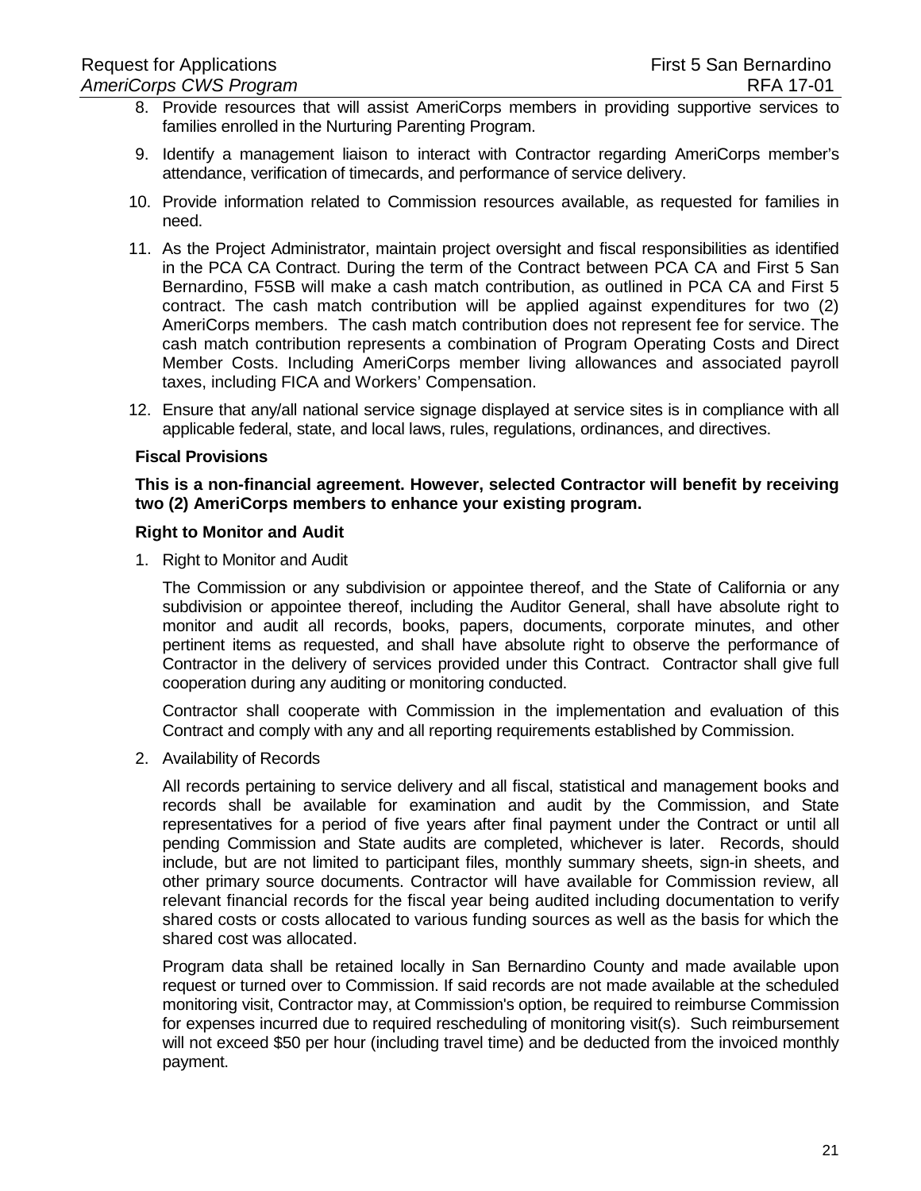8. Provide resources that will assist AmeriCorps members in providing supportive services to families enrolled in the Nurturing Parenting Program.
9. Identify a management liaison to interact with Contractor regarding AmeriCorps member's attendance, verification of timecards, and performance of service delivery.
10. Provide information related to Commission resources available, as requested for families in need.
11. As the Project Administrator, maintain project oversight and fiscal responsibilities as identified in the PCA CA Contract. During the term of the Contract between PCA CA and First 5 San Bernardino, F5SB will make a cash match contribution, as outlined in PCA CA and First 5 contract. The cash match contribution will be applied against expenditures for two (2) AmeriCorps members. The cash match contribution does not represent fee for service. The cash match contribution represents a combination of Program Operating Costs and Direct Member Costs. Including AmeriCorps member living allowances and associated payroll taxes, including FICA and Workers' Compensation.
12. Ensure that any/all national service signage displayed at service sites is in compliance with all applicable federal, state, and local laws, rules, regulations, ordinances, and directives.

**Fiscal Provisions**

**This is a non-financial agreement. However, selected Contractor will benefit by receiving two (2) AmeriCorps members to enhance your existing program.**

**Right to Monitor and Audit**

1. Right to Monitor and Audit

   The Commission or any subdivision or appointee thereof, and the State of California or any subdivision or appointee thereof, including the Auditor General, shall have absolute right to monitor and audit all records, books, papers, documents, corporate minutes, and other pertinent items as requested, and shall have absolute right to observe the performance of Contractor in the delivery of services provided under this Contract. Contractor shall give full cooperation during any auditing or monitoring conducted.

   Contractor shall cooperate with Commission in the implementation and evaluation of this Contract and comply with any and all reporting requirements established by Commission.

2. Availability of Records

   All records pertaining to service delivery and all fiscal, statistical and management books and records shall be available for examination and audit by the Commission, and State representatives for a period of five years after final payment under the Contract or until all pending Commission and State audits are completed, whichever is later. Records, should include, but are not limited to participant files, monthly summary sheets, sign-in sheets, and other primary source documents. Contractor will have available for Commission review, all relevant financial records for the fiscal year being audited including documentation to verify shared costs or costs allocated to various funding sources as well as the basis for which the shared cost was allocated.

   Program data shall be retained locally in San Bernardino County and made available upon request or turned over to Commission. If said records are not made available at the scheduled monitoring visit, Contractor may, at Commission's option, be required to reimburse Commission for expenses incurred due to required rescheduling of monitoring visit(s). Such reimbursement will not exceed $50 per hour (including travel time) and be deducted from the invoiced monthly payment.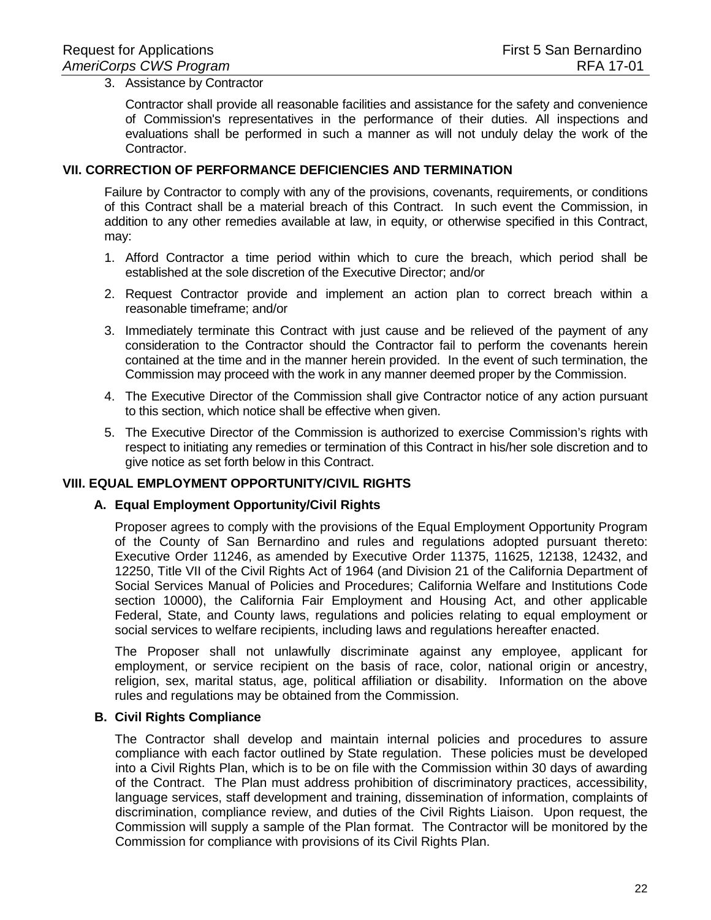3. Assistance by Contractor

   Contractor shall provide all reasonable facilities and assistance for the safety and convenience of Commission's representatives in the performance of their duties. All inspections and evaluations shall be performed in such a manner as will not unduly delay the work of the Contractor.

## VII. CORRECTION OF PERFORMANCE DEFICIENCIES AND TERMINATION

Failure by Contractor to comply with any of the provisions, covenants, requirements, or conditions of this Contract shall be a material breach of this Contract. In such event the Commission, in addition to any other remedies available at law, in equity, or otherwise specified in this Contract, may:

1. Afford Contractor a time period within which to cure the breach, which period shall be established at the sole discretion of the Executive Director; and/or
2. Request Contractor provide and implement an action plan to correct breach within a reasonable timeframe; and/or
3. Immediately terminate this Contract with just cause and be relieved of the payment of any consideration to the Contractor should the Contractor fail to perform the covenants herein contained at the time and in the manner herein provided. In the event of such termination, the Commission may proceed with the work in any manner deemed proper by the Commission.
4. The Executive Director of the Commission shall give Contractor notice of any action pursuant to this section, which notice shall be effective when given.
5. The Executive Director of the Commission is authorized to exercise Commission's rights with respect to initiating any remedies or termination of this Contract in his/her sole discretion and to give notice as set forth below in this Contract.

## VIII. EQUAL EMPLOYMENT OPPORTUNITY/CIVIL RIGHTS

### A. Equal Employment Opportunity/Civil Rights

Proposer agrees to comply with the provisions of the Equal Employment Opportunity Program of the County of San Bernardino and rules and regulations adopted pursuant thereto: Executive Order 11246, as amended by Executive Order 11375, 11625, 12138, 12432, and 12250, Title VII of the Civil Rights Act of 1964 (and Division 21 of the California Department of Social Services Manual of Policies and Procedures; California Welfare and Institutions Code section 10000), the California Fair Employment and Housing Act, and other applicable Federal, State, and County laws, regulations and policies relating to equal employment or social services to welfare recipients, including laws and regulations hereafter enacted.

The Proposer shall not unlawfully discriminate against any employee, applicant for employment, or service recipient on the basis of race, color, national origin or ancestry, religion, sex, marital status, age, political affiliation or disability. Information on the above rules and regulations may be obtained from the Commission.

### B. Civil Rights Compliance

The Contractor shall develop and maintain internal policies and procedures to assure compliance with each factor outlined by State regulation. These policies must be developed into a Civil Rights Plan, which is to be on file with the Commission within 30 days of awarding of the Contract. The Plan must address prohibition of discriminatory practices, accessibility, language services, staff development and training, dissemination of information, complaints of discrimination, compliance review, and duties of the Civil Rights Liaison. Upon request, the Commission will supply a sample of the Plan format. The Contractor will be monitored by the Commission for compliance with provisions of its Civil Rights Plan.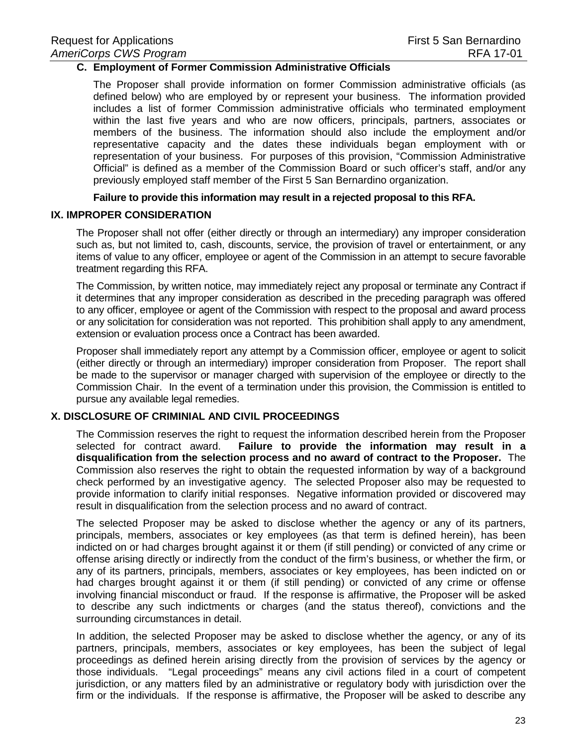### C. Employment of Former Commission Administrative Officials

The Proposer shall provide information on former Commission administrative officials (as defined below) who are employed by or represent your business. The information provided includes a list of former Commission administrative officials who terminated employment within the last five years and who are now officers, principals, partners, associates or members of the business. The information should also include the employment and/or representative capacity and the dates these individuals began employment with or representation of your business. For purposes of this provision, "Commission Administrative Official" is defined as a member of the Commission Board or such officer's staff, and/or any previously employed staff member of the First 5 San Bernardino organization.

**Failure to provide this information may result in a rejected proposal to this RFA.**

## IX. IMPROPER CONSIDERATION

The Proposer shall not offer (either directly or through an intermediary) any improper consideration such as, but not limited to, cash, discounts, service, the provision of travel or entertainment, or any items of value to any officer, employee or agent of the Commission in an attempt to secure favorable treatment regarding this RFA.

The Commission, by written notice, may immediately reject any proposal or terminate any Contract if it determines that any improper consideration as described in the preceding paragraph was offered to any officer, employee or agent of the Commission with respect to the proposal and award process or any solicitation for consideration was not reported. This prohibition shall apply to any amendment, extension or evaluation process once a Contract has been awarded.

Proposer shall immediately report any attempt by a Commission officer, employee or agent to solicit (either directly or through an intermediary) improper consideration from Proposer. The report shall be made to the supervisor or manager charged with supervision of the employee or directly to the Commission Chair. In the event of a termination under this provision, the Commission is entitled to pursue any available legal remedies.

## X. DISCLOSURE OF CRIMINIAL AND CIVIL PROCEEDINGS

The Commission reserves the right to request the information described herein from the Proposer selected for contract award. **Failure to provide the information may result in a disqualification from the selection process and no award of contract to the Proposer.** The Commission also reserves the right to obtain the requested information by way of a background check performed by an investigative agency. The selected Proposer also may be requested to provide information to clarify initial responses. Negative information provided or discovered may result in disqualification from the selection process and no award of contract.

The selected Proposer may be asked to disclose whether the agency or any of its partners, principals, members, associates or key employees (as that term is defined herein), has been indicted on or had charges brought against it or them (if still pending) or convicted of any crime or offense arising directly or indirectly from the conduct of the firm's business, or whether the firm, or any of its partners, principals, members, associates or key employees, has been indicted on or had charges brought against it or them (if still pending) or convicted of any crime or offense involving financial misconduct or fraud. If the response is affirmative, the Proposer will be asked to describe any such indictments or charges (and the status thereof), convictions and the surrounding circumstances in detail.

In addition, the selected Proposer may be asked to disclose whether the agency, or any of its partners, principals, members, associates or key employees, has been the subject of legal proceedings as defined herein arising directly from the provision of services by the agency or those individuals. "Legal proceedings" means any civil actions filed in a court of competent jurisdiction, or any matters filed by an administrative or regulatory body with jurisdiction over the firm or the individuals. If the response is affirmative, the Proposer will be asked to describe any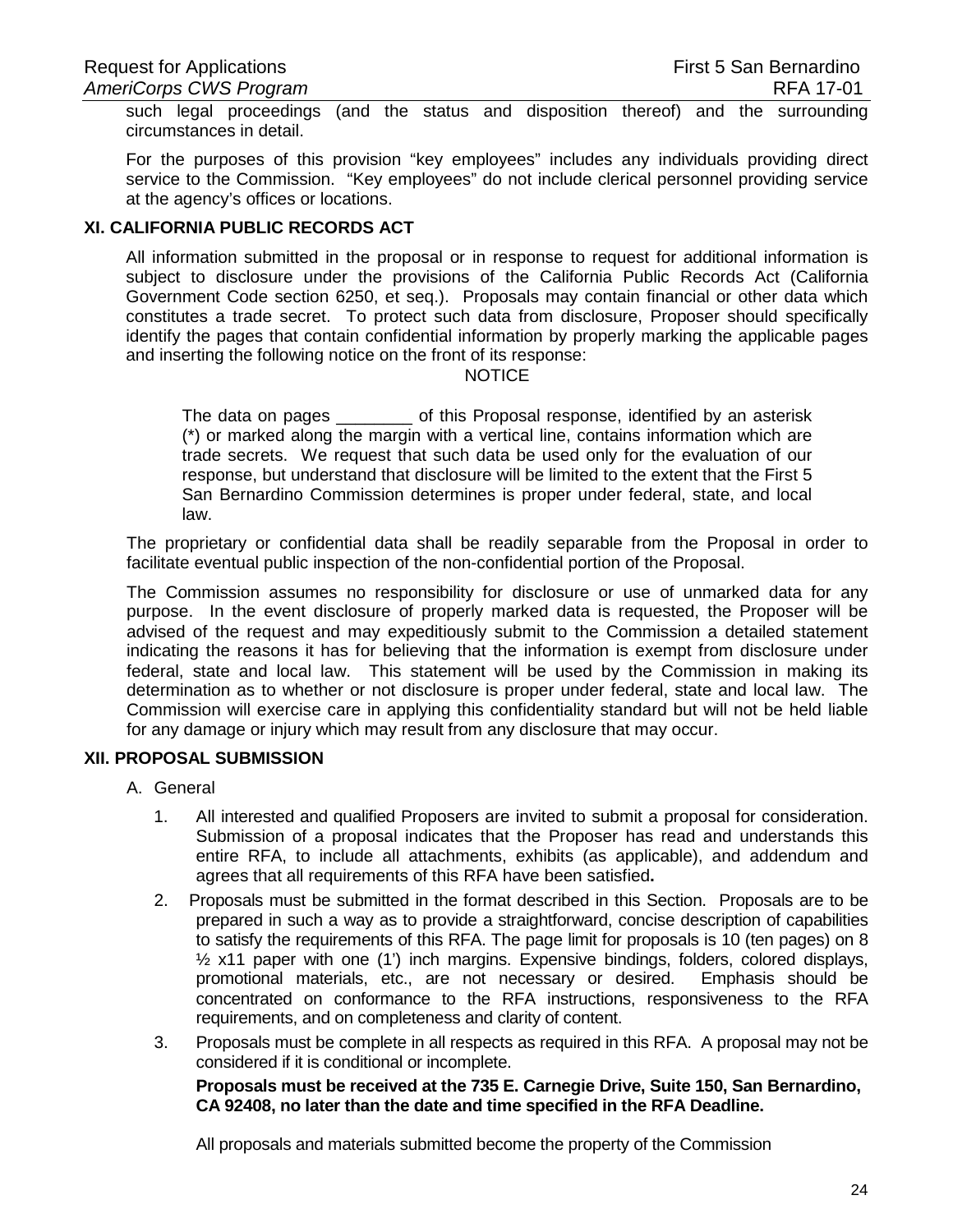such legal proceedings (and the status and disposition thereof) and the surrounding circumstances in detail.

For the purposes of this provision "key employees" includes any individuals providing direct service to the Commission. "Key employees" do not include clerical personnel providing service at the agency's offices or locations.

## XI. CALIFORNIA PUBLIC RECORDS ACT

All information submitted in the proposal or in response to request for additional information is subject to disclosure under the provisions of the California Public Records Act (California Government Code section 6250, et seq.). Proposals may contain financial or other data which constitutes a trade secret. To protect such data from disclosure, Proposer should specifically identify the pages that contain confidential information by properly marking the applicable pages and inserting the following notice on the front of its response:

NOTICE

> The data on pages ________ of this Proposal response, identified by an asterisk (*) or marked along the margin with a vertical line, contains information which are trade secrets. We request that such data be used only for the evaluation of our response, but understand that disclosure will be limited to the extent that the First 5 San Bernardino Commission determines is proper under federal, state, and local law.

The proprietary or confidential data shall be readily separable from the Proposal in order to facilitate eventual public inspection of the non-confidential portion of the Proposal.

The Commission assumes no responsibility for disclosure or use of unmarked data for any purpose. In the event disclosure of properly marked data is requested, the Proposer will be advised of the request and may expeditiously submit to the Commission a detailed statement indicating the reasons it has for believing that the information is exempt from disclosure under federal, state and local law. This statement will be used by the Commission in making its determination as to whether or not disclosure is proper under federal, state and local law. The Commission will exercise care in applying this confidentiality standard but will not be held liable for any damage or injury which may result from any disclosure that may occur.

## XII. PROPOSAL SUBMISSION

A. General

1. All interested and qualified Proposers are invited to submit a proposal for consideration. Submission of a proposal indicates that the Proposer has read and understands this entire RFA, to include all attachments, exhibits (as applicable), and addendum and agrees that all requirements of this RFA have been satisfied**.**
2. Proposals must be submitted in the format described in this Section. Proposals are to be prepared in such a way as to provide a straightforward, concise description of capabilities to satisfy the requirements of this RFA. The page limit for proposals is 10 (ten pages) on 8 ½ x11 paper with one (1') inch margins. Expensive bindings, folders, colored displays, promotional materials, etc., are not necessary or desired. Emphasis should be concentrated on conformance to the RFA instructions, responsiveness to the RFA requirements, and on completeness and clarity of content.
3. Proposals must be complete in all respects as required in this RFA. A proposal may not be considered if it is conditional or incomplete.

   **Proposals must be received at the 735 E. Carnegie Drive, Suite 150, San Bernardino, CA 92408, no later than the date and time specified in the RFA Deadline.**

   All proposals and materials submitted become the property of the Commission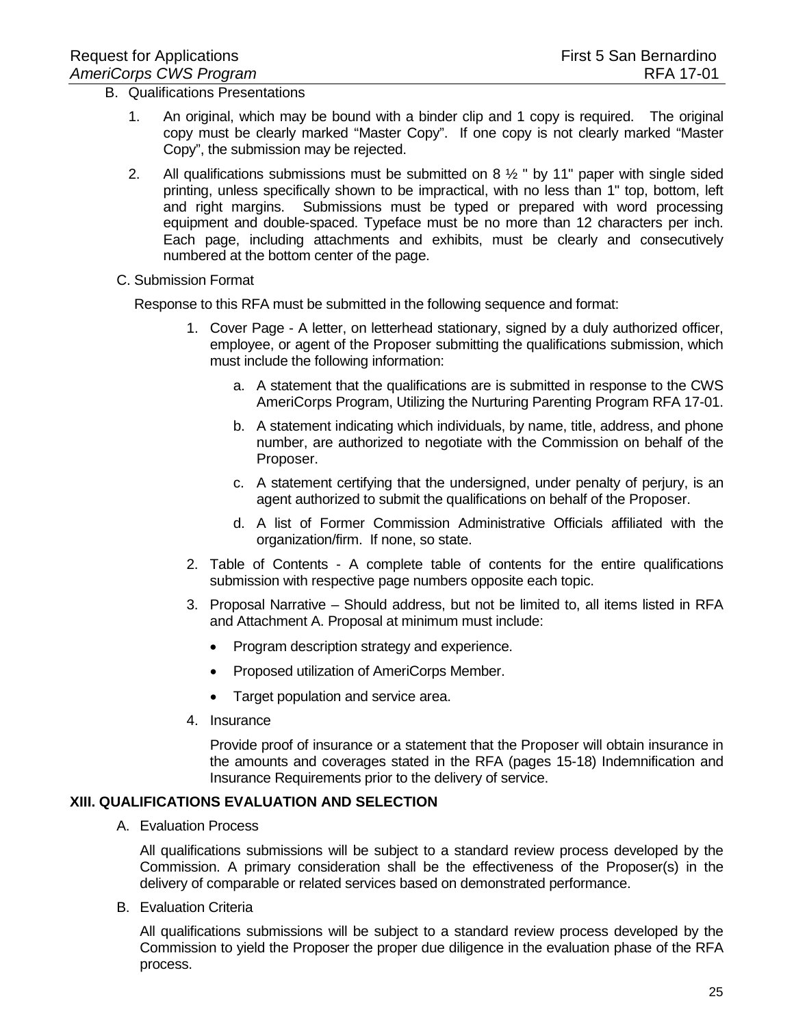B. Qualifications Presentations

1. An original, which may be bound with a binder clip and 1 copy is required. The original copy must be clearly marked "Master Copy". If one copy is not clearly marked "Master Copy", the submission may be rejected.

2. All qualifications submissions must be submitted on 8 ½ " by 11" paper with single sided printing, unless specifically shown to be impractical, with no less than 1" top, bottom, left and right margins. Submissions must be typed or prepared with word processing equipment and double-spaced. Typeface must be no more than 12 characters per inch. Each page, including attachments and exhibits, must be clearly and consecutively numbered at the bottom center of the page.

C. Submission Format

Response to this RFA must be submitted in the following sequence and format:

1. Cover Page - A letter, on letterhead stationary, signed by a duly authorized officer, employee, or agent of the Proposer submitting the qualifications submission, which must include the following information:

   a. A statement that the qualifications are is submitted in response to the CWS AmeriCorps Program, Utilizing the Nurturing Parenting Program RFA 17-01.

   b. A statement indicating which individuals, by name, title, address, and phone number, are authorized to negotiate with the Commission on behalf of the Proposer.

   c. A statement certifying that the undersigned, under penalty of perjury, is an agent authorized to submit the qualifications on behalf of the Proposer.

   d. A list of Former Commission Administrative Officials affiliated with the organization/firm. If none, so state.

2. Table of Contents - A complete table of contents for the entire qualifications submission with respective page numbers opposite each topic.

3. Proposal Narrative – Should address, but not be limited to, all items listed in RFA and Attachment A. Proposal at minimum must include:

   - Program description strategy and experience.
   - Proposed utilization of AmeriCorps Member.
   - Target population and service area.

4. Insurance

   Provide proof of insurance or a statement that the Proposer will obtain insurance in the amounts and coverages stated in the RFA (pages 15-18) Indemnification and Insurance Requirements prior to the delivery of service.

## XIII. QUALIFICATIONS EVALUATION AND SELECTION

A. Evaluation Process

All qualifications submissions will be subject to a standard review process developed by the Commission. A primary consideration shall be the effectiveness of the Proposer(s) in the delivery of comparable or related services based on demonstrated performance.

B. Evaluation Criteria

All qualifications submissions will be subject to a standard review process developed by the Commission to yield the Proposer the proper due diligence in the evaluation phase of the RFA process.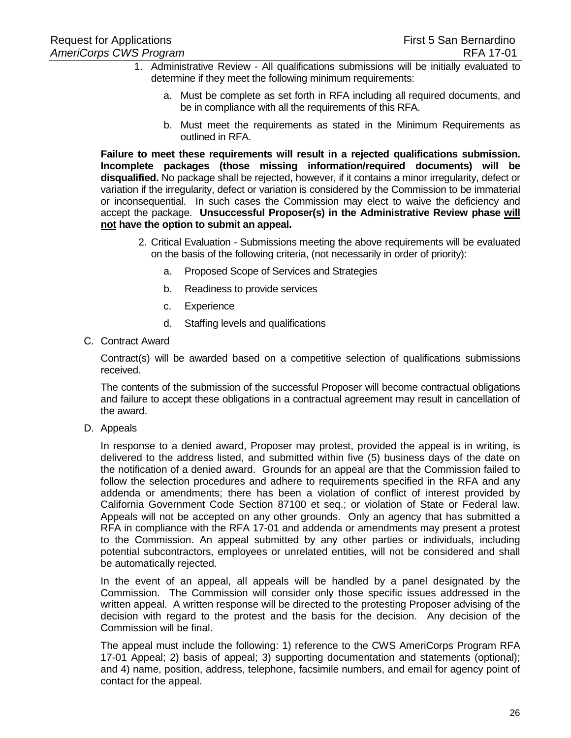1. Administrative Review - All qualifications submissions will be initially evaluated to determine if they meet the following minimum requirements:

    a. Must be complete as set forth in RFA including all required documents, and be in compliance with all the requirements of this RFA.

    b. Must meet the requirements as stated in the Minimum Requirements as outlined in RFA.

**Failure to meet these requirements will result in a rejected qualifications submission. Incomplete packages (those missing information/required documents) will be disqualified.** No package shall be rejected, however, if it contains a minor irregularity, defect or variation if the irregularity, defect or variation is considered by the Commission to be immaterial or inconsequential. In such cases the Commission may elect to waive the deficiency and accept the package. **Unsuccessful Proposer(s) in the Administrative Review phase <u>will not</u> have the option to submit an appeal.**

2. Critical Evaluation - Submissions meeting the above requirements will be evaluated on the basis of the following criteria, (not necessarily in order of priority):

    a. Proposed Scope of Services and Strategies

    b. Readiness to provide services

    c. Experience

    d. Staffing levels and qualifications

C. Contract Award

Contract(s) will be awarded based on a competitive selection of qualifications submissions received.

The contents of the submission of the successful Proposer will become contractual obligations and failure to accept these obligations in a contractual agreement may result in cancellation of the award.

D. Appeals

In response to a denied award, Proposer may protest, provided the appeal is in writing, is delivered to the address listed, and submitted within five (5) business days of the date on the notification of a denied award. Grounds for an appeal are that the Commission failed to follow the selection procedures and adhere to requirements specified in the RFA and any addenda or amendments; there has been a violation of conflict of interest provided by California Government Code Section 87100 et seq.; or violation of State or Federal law. Appeals will not be accepted on any other grounds. Only an agency that has submitted a RFA in compliance with the RFA 17-01 and addenda or amendments may present a protest to the Commission. An appeal submitted by any other parties or individuals, including potential subcontractors, employees or unrelated entities, will not be considered and shall be automatically rejected.

In the event of an appeal, all appeals will be handled by a panel designated by the Commission. The Commission will consider only those specific issues addressed in the written appeal. A written response will be directed to the protesting Proposer advising of the decision with regard to the protest and the basis for the decision. Any decision of the Commission will be final.

The appeal must include the following: 1) reference to the CWS AmeriCorps Program RFA 17-01 Appeal; 2) basis of appeal; 3) supporting documentation and statements (optional); and 4) name, position, address, telephone, facsimile numbers, and email for agency point of contact for the appeal.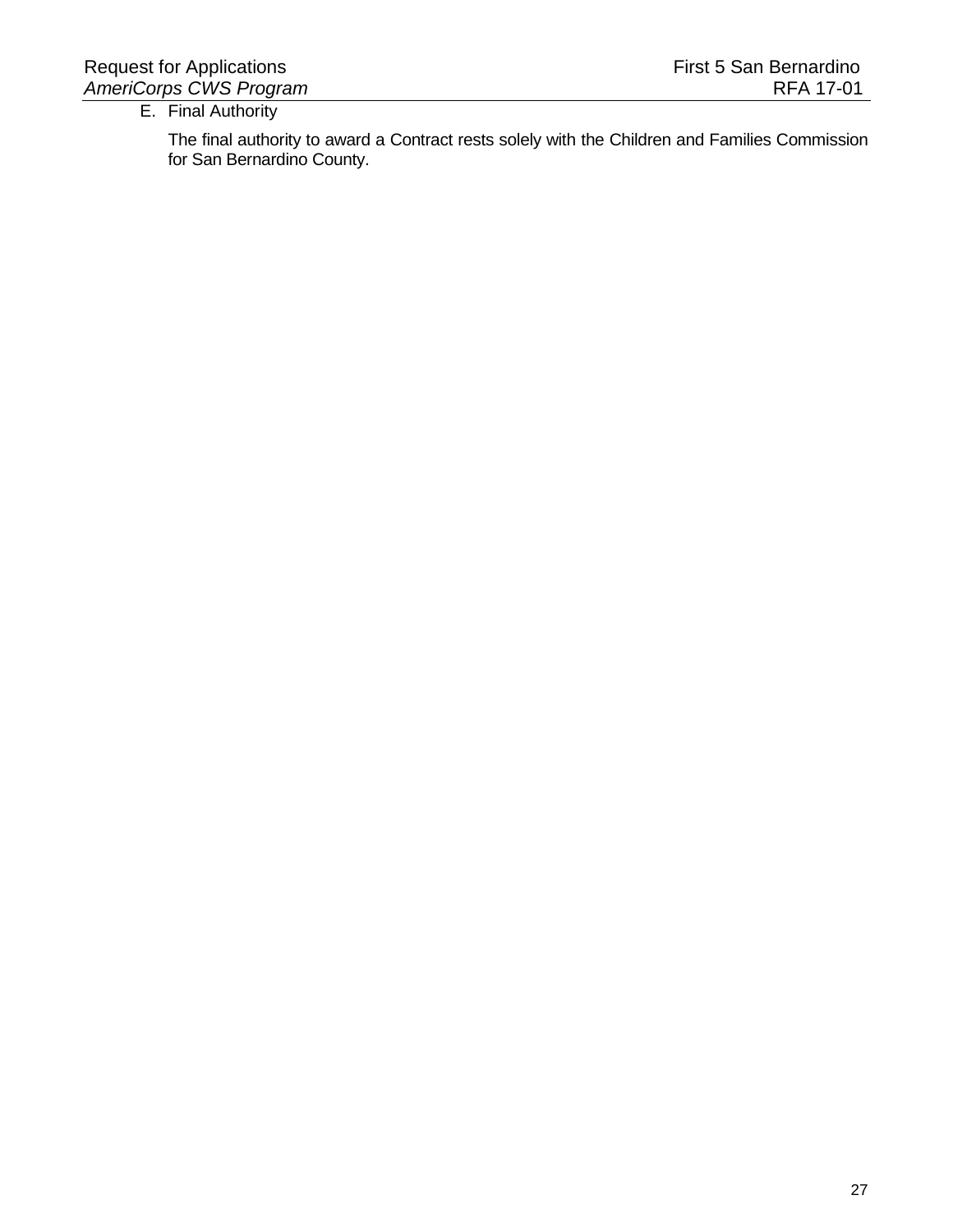E. Final Authority

The final authority to award a Contract rests solely with the Children and Families Commission for San Bernardino County.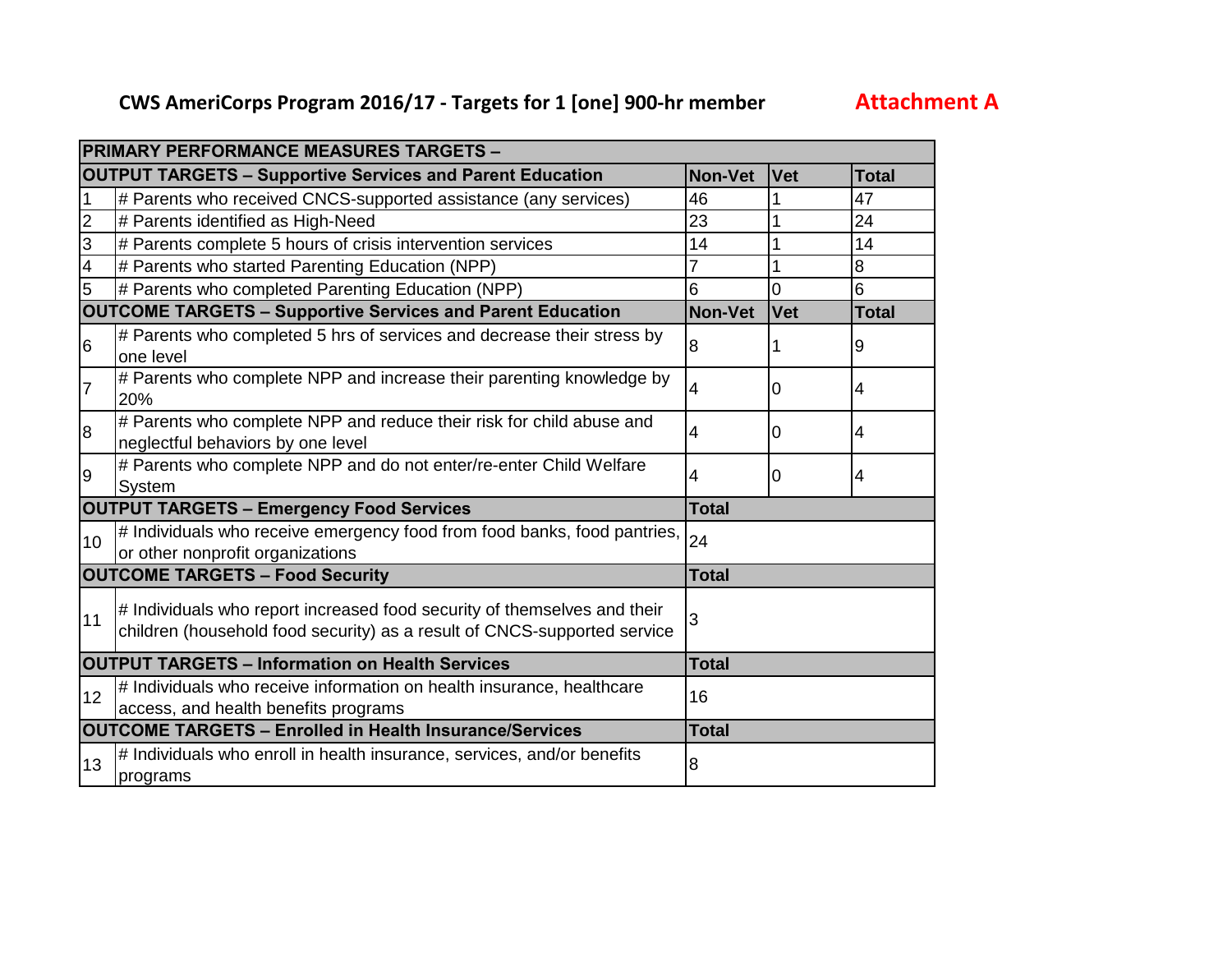## CWS AmeriCorps Program 2016/17 - Targets for 1 [one] 900-hr member

**Attachment A**

| PRIMARY PERFORMANCE MEASURES TARGETS – | | | | |
|---|---|---|---|---|
| **OUTPUT TARGETS – Supportive Services and Parent Education** | | **Non-Vet** | **Vet** | **Total** |
| 1 | # Parents who received CNCS-supported assistance (any services) | 46 | 1 | 47 |
| 2 | # Parents identified as High-Need | 23 | 1 | 24 |
| 3 | # Parents complete 5 hours of crisis intervention services | 14 | 1 | 14 |
| 4 | # Parents who started Parenting Education (NPP) | 7 | 1 | 8 |
| 5 | # Parents who completed Parenting Education (NPP) | 6 | 0 | 6 |
| **OUTCOME TARGETS – Supportive Services and Parent Education** | | **Non-Vet** | **Vet** | **Total** |
| 6 | # Parents who completed 5 hrs of services and decrease their stress by one level | 8 | 1 | 9 |
| 7 | # Parents who complete NPP and increase their parenting knowledge by 20% | 4 | 0 | 4 |
| 8 | # Parents who complete NPP and reduce their risk for child abuse and neglectful behaviors by one level | 4 | 0 | 4 |
| 9 | # Parents who complete NPP and do not enter/re-enter Child Welfare System | 4 | 0 | 4 |
| **OUTPUT TARGETS – Emergency Food Services** | | **Total** | | |
| 10 | # Individuals who receive emergency food from food banks, food pantries, or other nonprofit organizations | 24 | | |
| **OUTCOME TARGETS – Food Security** | | **Total** | | |
| 11 | # Individuals who report increased food security of themselves and their children (household food security) as a result of CNCS-supported service | 3 | | |
| **OUTPUT TARGETS – Information on Health Services** | | **Total** | | |
| 12 | # Individuals who receive information on health insurance, healthcare access, and health benefits programs | 16 | | |
| **OUTCOME TARGETS – Enrolled in Health Insurance/Services** | | **Total** | | |
| 13 | # Individuals who enroll in health insurance, services, and/or benefits programs | 8 | | |